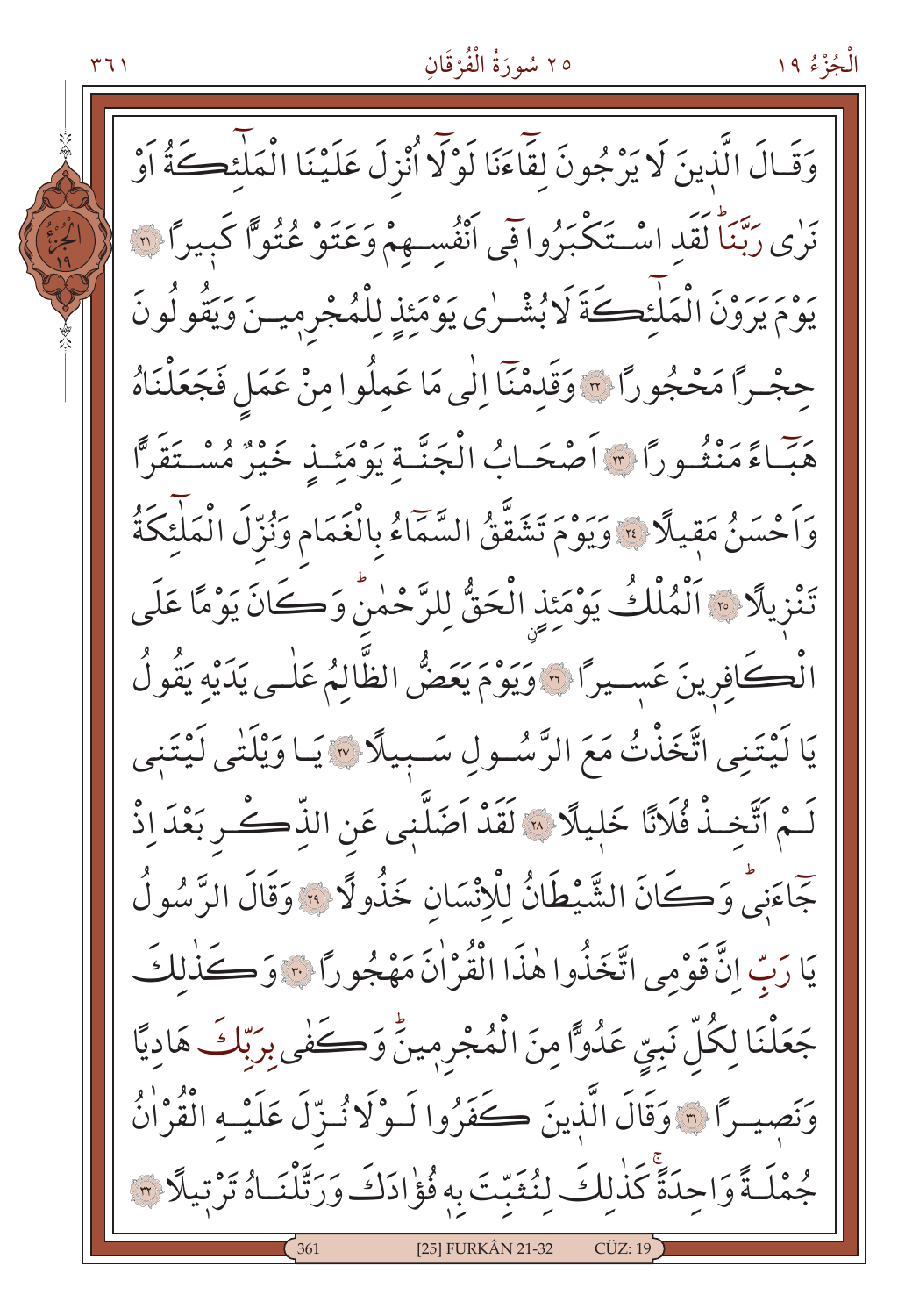وَقَالَ الَّذِينَ لَا يَرْجُونَ لِقَآءَنَا لَوْلَٓا اُنْزِلَ عَلَيْنَا الْمَلٰٓئِكَةُ اَوْ نَرٰى رَبَّنَاۜ لَقَدِ اسْتَكْبَرُوا ف۪ٓي اَنْفُسِهِمْ وَعَتَوْ عُتُوًّا كَب۪يرًا ﴿٢١﴾ يَوْمَ يَرَوْنَ الْمَلٰٓئِكَةَ لَا بُشْرٰى يَوْمَئِذٍ لِلْمُجْرِم۪ينَ وَيَقُولُونَ حِجْرًا مَحْجُورًا ﴿٢٢﴾ وَقَدِمْنَٓا اِلٰى مَا عَمِلُوا مِنْ عَمَلٍ فَجَعَلْنَاهُ هَبَٓاءً مَنْثُورًا ﴿٢٣﴾ اَصْحَابُ الْجَنَّةِ يَوْمَئِذٍ خَيْرٌ مُسْتَقَرًّا وَاَحْسَنُ مَق۪يلًا ﴿٢٤﴾ وَيَوْمَ تَشَقَّقُ السَّمَٓاءُ بِالْغَمَامِ وَنُزِّلَ الْمَلٰٓئِكَةُ تَنْز۪يلًا ﴿٢٥﴾ اَلْمُلْكُ يَوْمَئِذٍ الْحَقُّ لِلرَّحْمٰنِۜ وَكَانَ يَوْمًا عَلَى الْكَافِر۪ينَ عَس۪يرًا ﴿٢٦﴾ وَيَوْمَ يَعَضُّ الظَّالِمُ عَلٰى يَدَيْهِ يَقُولُ يَا لَيْتَنِي اتَّخَذْتُ مَعَ الرَّسُولِ سَب۪يلًا ﴿٢٧﴾ يَا وَيْلَتٰى لَيْتَن۪ي لَمْ اَتَّخِذْ فُلَانًا خَل۪يلًا ﴿٢٨﴾ لَقَدْ اَضَلَّن۪ي عَنِ الذِّكْرِ بَعْدَ اِذْ جَٓاءَن۪يۜ وَكَانَ الشَّيْطَانُ لِلْاِنْسَانِ خَذُولًا ﴿٢٩﴾ وَقَالَ الرَّسُولُ يَا رَبِّ اِنَّ قَوْمِي اتَّخَذُوا هٰذَا الْقُرْاٰنَ مَهْجُورًا ﴿٣٠﴾ وَكَذٰلِكَ جَعَلْنَا لِكُلِّ نَبِيٍّ عَدُوًّا مِنَ الْمُجْرِم۪ينَۜ وَكَفٰى بِرَبِّكَ هَادِيًا وَنَص۪يرًا ﴿٣١﴾ وَقَالَ الَّذ۪ينَ كَفَرُوا لَوْلَا نُزِّلَ عَلَيْهِ الْقُرْاٰنُ جُمْلَةً وَاحِدَةًۚ كَذٰلِكَۚ لِنُثَبِّتَ بِه۪ فُؤٰادَكَ وَرَتَّلْنَاهُ تَرْت۪يلًا ﴿٣٢﴾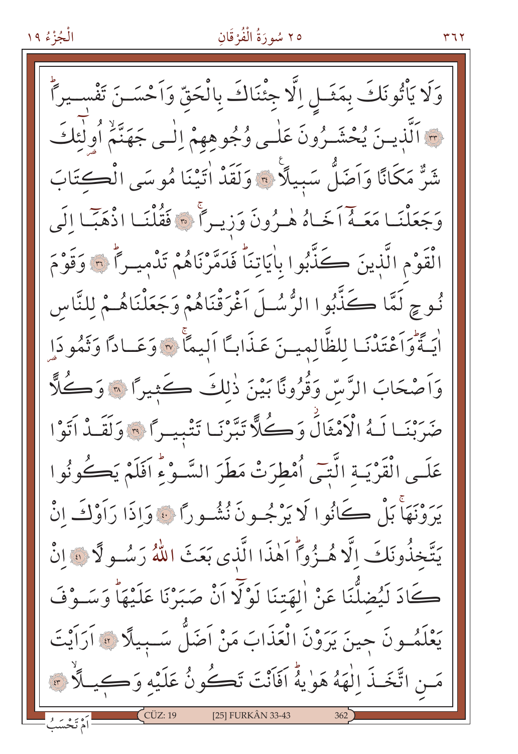وَلَا يَأْتُونَكَ بِمَثَلٍ اِلَّا جِئْنَاكَ بِالْحَقِّ وَاَحْسَنَ تَفْسِيراًۜ ﴿٣٣﴾ اَلَّذِينَ يُحْشَرُونَ عَلٰى وُجُوهِهِمْ اِلٰى جَهَنَّمَۙ اُو۬لٰٓئِكَ شَرٌّ مَكَانًا وَاَضَلُّ سَبِيلًا ﴿٣٤﴾ وَلَقَدْ اٰتَيْنَا مُوسَى الْكِتَابَ وَجَعَلْنَا مَعَهُٓ اَخَاهُ هٰرُونَ وَزِيراًۚ ﴿٣٥﴾ فَقُلْنَا اذْهَبَٓا اِلَى الْقَوْمِ الَّذِينَ كَذَّبُوا بِاٰيَاتِنَاۜ فَدَمَّرْنَاهُمْ تَدْمِيراًۜ ﴿٣٦﴾ وَقَوْمَ نُوحٍ لَمَّا كَذَّبُوا الرُّسُلَ اَغْرَقْنَاهُمْ وَجَعَلْنَاهُمْ لِلنَّاسِ اٰيَةًۜ وَاَعْتَدْنَا لِلظَّالِمِينَ عَذَابًا اَلِيمًاۚ ﴿٣٧﴾ وَعَادًا وَثَمُودَا۬ وَاَصْحَابَ الرَّسِّ وَقُرُونًا بَيْنَ ذٰلِكَ كَثِيرًا ﴿٣٨﴾ وَكُلًّا ضَرَبْنَا لَهُ الْاَمْثَالَۘ وَكُلًّا تَبَّرْنَا تَتْبِيرًا ﴿٣٩﴾ وَلَقَدْ اَتَوْا عَلَى الْقَرْيَةِ الَّتِٓي اُمْطِرَتْ مَطَرَ السَّوْءِۜ اَفَلَمْ يَكُونُوا يَرَوْنَهَاۚ بَلْ كَانُوا لَا يَرْجُونَ نُشُورًا ﴿٤٠﴾ وَاِذَا رَاَوْكَ اِنْ يَتَّخِذُونَكَ اِلَّا هُزُوًاۜ اَهٰذَا الَّذِي بَعَثَ اللّٰهُ رَسُولًا ﴿٤١﴾ اِنْ كَادَ لَيُضِلُّنَا عَنْ اٰلِهَتِنَا لَوْلَٓا اَنْ صَبَرْنَا عَلَيْهَاۜ وَسَوْفَ يَعْلَمُونَ حِينَ يَرَوْنَ الْعَذَابَ مَنْ اَضَلُّ سَبِيلًا ﴿٤٢﴾ اَرَاَيْتَ مَنِ اتَّخَذَ اِلٰهَهُ هَوٰيهُۜ اَفَاَنْتَ تَكُونُ عَلَيْهِ وَكِيلًاۙ ﴿٤٣﴾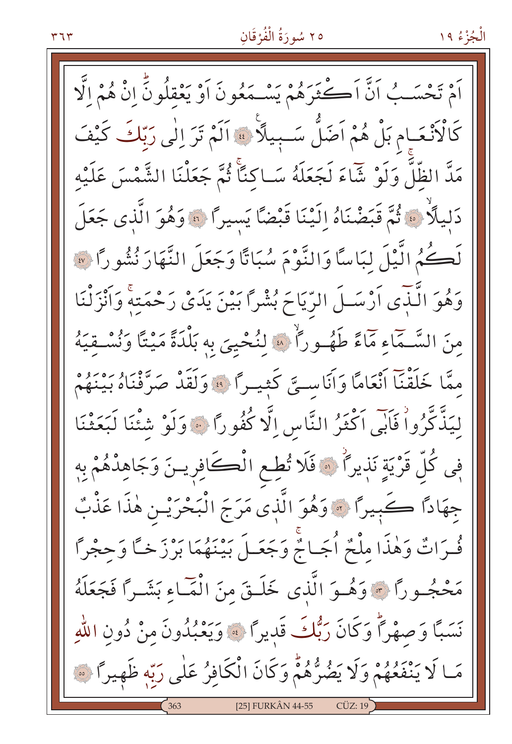اَمْ تَحْسَبُ اَنَّ اَكْثَرَهُمْ يَسْمَعُونَ اَوْ يَعْقِلُونَۜ اِنْ هُمْ اِلَّا كَالْاَنْعَامِ بَلْ هُمْ اَضَلُّ سَبِيلًا ﴿٤٤﴾ اَلَمْ تَرَ اِلٰى رَبِّكَ كَيْفَ مَدَّ الظِّلَّۚ وَلَوْ شَاۤءَ لَجَعَلَهُ سَاكِنًاۚ ثُمَّ جَعَلْنَا الشَّمْسَ عَلَيْهِ دَلِيلًاۙ ﴿٤٥﴾ ثُمَّ قَبَضْنَاهُ اِلَيْنَا قَبْضًا يَسِيرًا ﴿٤٦﴾ وَهُوَ الَّذٖى جَعَلَ لَكُمُ الَّيْلَ لِبَاسًا وَالنَّوْمَ سُبَاتًا وَجَعَلَ النَّهَارَ نُشُورًا ﴿٤٧﴾ وَهُوَ الَّذٖۤى اَرْسَلَ الرِّيَاحَ بُشْرًا بَيْنَ يَدَىْ رَحْمَتِهٖۚ وَاَنْزَلْنَا مِنَ السَّمَاۤءِ مَاۤءً طَهُورًاۙ ﴿٤٨﴾ لِنُحْيِىَ بِهٖ بَلْدَةً مَيْتًا وَنُسْقِيَهُ مِمَّا خَلَقْنَاۤ اَنْعَامًا وَاَنَاسِىَّ كَثِيرًا ﴿٤٩﴾ وَلَقَدْ صَرَّفْنَاهُ بَيْنَهُمْ لِيَذَّكَّرُواۘ فَاَبٰۤى اَكْثَرُ النَّاسِ اِلَّا كُفُورًا ﴿٥٠﴾ وَلَوْ شِئْنَا لَبَعَثْنَا فٖى كُلِّ قَرْيَةٍ نَذٖيرًاۘ ﴿٥١﴾ فَلَا تُطِعِ الْكَافِرٖينَ وَجَاهِدْهُمْ بِهٖ جِهَادًا كَبٖيرًا ﴿٥٢﴾ وَهُوَ الَّذٖى مَرَجَ الْبَحْرَيْنِ هٰذَا عَذْبٌ فُرَاتٌ وَهٰذَا مِلْحٌ اُجَاجٌۚ وَجَعَلَ بَيْنَهُمَا بَرْزَخًا وَحِجْرًا مَحْجُورًا ﴿٥٣﴾ وَهُوَ الَّذٖى خَلَقَ مِنَ الْمَاۤءِ بَشَرًا فَجَعَلَهُ نَسَبًا وَصِهْرًاۜ وَكَانَ رَبُّكَ قَدٖيرًا ﴿٥٤﴾ وَيَعْبُدُونَ مِنْ دُونِ اللّٰهِ مَا لَا يَنْفَعُهُمْ وَلَا يَضُرُّهُمْۜ وَكَانَ الْكَافِرُ عَلٰى رَبِّهٖ ظَهٖيرًا ﴿٥٥﴾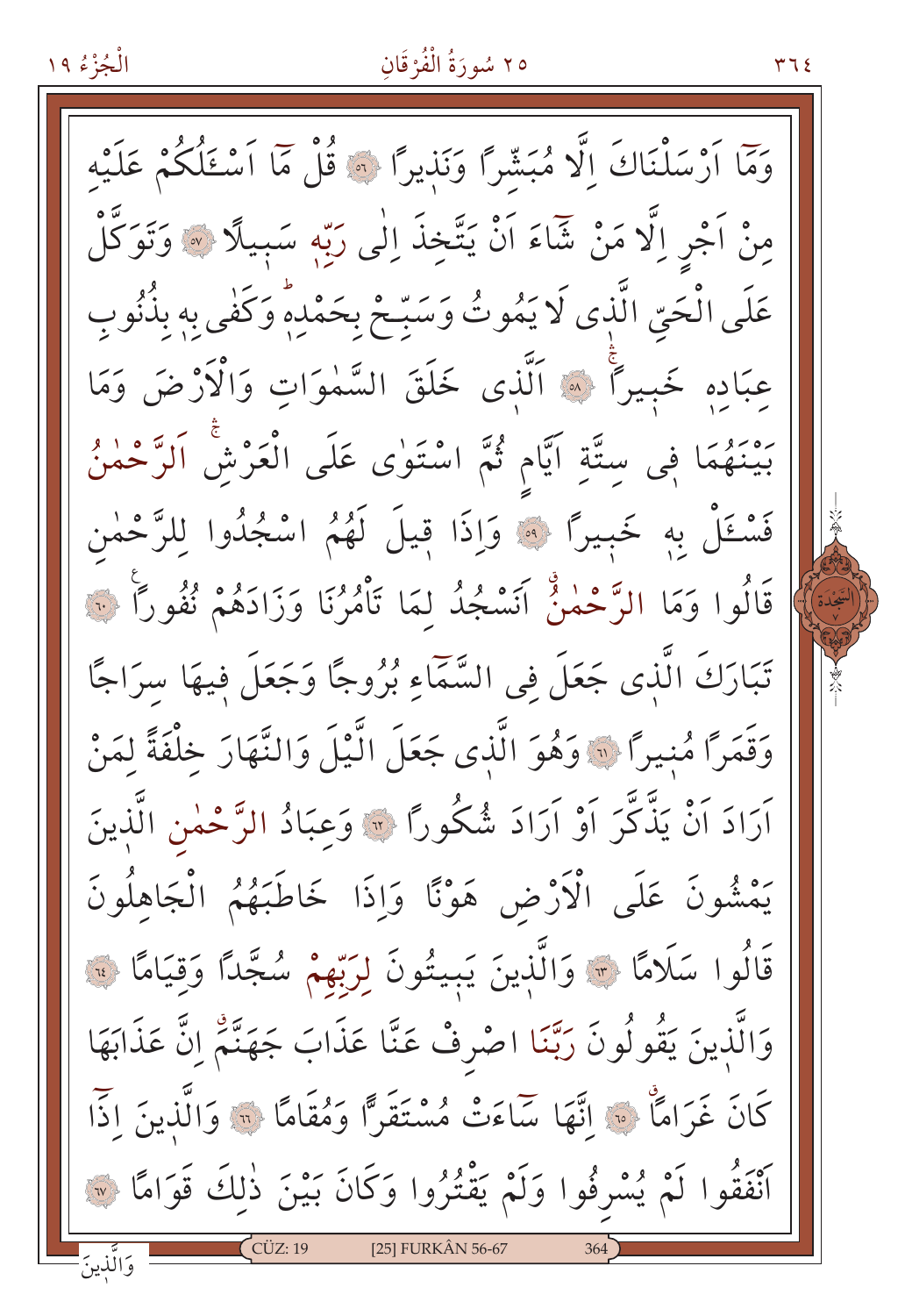وَمَٓا اَرْسَلْنَاكَ اِلَّا مُبَشِّراً وَنَذ۪يراً ﴿٥٦﴾ قُلْ مَٓا اَسْـَٔلُكُمْ عَلَيْهِ مِنْ اَجْرٍ اِلَّا مَنْ شَٓاءَ اَنْ يَتَّخِذَ اِلٰى رَبِّه۪ سَب۪يلاً ﴿٥٧﴾ وَتَوَكَّلْ عَلَى الْحَيِّ الَّذ۪ي لَا يَمُوتُ وَسَبِّحْ بِحَمْدِه۪ۜ وَكَفٰى بِه۪ بِذُنُوبِ عِبَادِه۪ خَب۪يراًۚ ﴿٥٨﴾ اَلَّذ۪ي خَلَقَ السَّمٰوَاتِ وَالْاَرْضَ وَمَا بَيْنَهُمَا ف۪ي سِتَّةِ اَيَّامٍ ثُمَّ اسْتَوٰى عَلَى الْعَرْشِۚ اَلرَّحْمٰنُ فَسْـَٔلْ بِه۪ خَب۪يراً ﴿٥٩﴾ وَاِذَا ق۪يلَ لَهُمُ اسْجُدُوا لِلرَّحْمٰنِ قَالُوا وَمَا الرَّحْمٰنُۗ اَنَسْجُدُ لِمَا تَأْمُرُنَا وَزَادَهُمْ نُفُوراً ۩ ﴿٦٠﴾ تَبَارَكَ الَّذ۪ي جَعَلَ فِي السَّمَٓاءِ بُرُوجاً وَجَعَلَ ف۪يهَا سِرَاجاً وَقَمَراً مُن۪يراً ﴿٦١﴾ وَهُوَ الَّذ۪ي جَعَلَ الَّيْلَ وَالنَّهَارَ خِلْفَةً لِمَنْ اَرَادَ اَنْ يَذَّكَّرَ اَوْ اَرَادَ شُكُوراً ﴿٦٢﴾ وَعِبَادُ الرَّحْمٰنِ الَّذ۪ينَ يَمْشُونَ عَلَى الْاَرْضِ هَوْناً وَاِذَا خَاطَبَهُمُ الْجَاهِلُونَ قَالُوا سَلَاماً ﴿٦٣﴾ وَالَّذ۪ينَ يَب۪يتُونَ لِرَبِّهِمْ سُجَّداً وَقِيَاماً ﴿٦٤﴾ وَالَّذ۪ينَ يَقُولُونَ رَبَّنَا اصْرِفْ عَنَّا عَذَابَ جَهَنَّمَۗ اِنَّ عَذَابَهَا كَانَ غَرَاماًۗ ﴿٦٥﴾ اِنَّهَا سَٓاءَتْ مُسْتَقَرّاً وَمُقَاماً ﴿٦٦﴾ وَالَّذ۪ينَ اِذَٓا اَنْفَقُوا لَمْ يُسْرِفُوا وَلَمْ يَقْتُرُوا وَكَانَ بَيْنَ ذٰلِكَ قَوَاماً ﴿٦٧﴾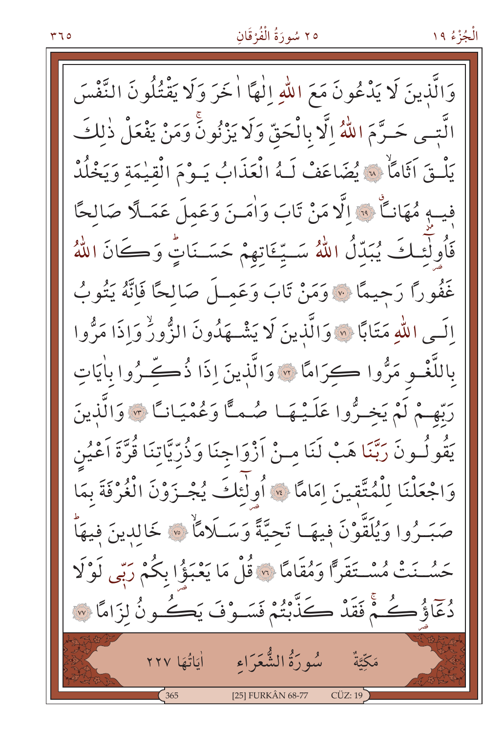وَالَّذٖينَ لَا يَدْعُونَ مَعَ اللّٰهِ اِلٰهًا اٰخَرَ وَلَا يَقْتُلُونَ النَّفْسَ الَّتٖى حَرَّمَ اللّٰهُ اِلَّا بِالْحَقِّ وَلَا يَزْنُونَۚ وَمَنْ يَفْعَلْ ذٰلِكَ يَلْقَ اَثَامًاۙ ﴿٦٨﴾ يُضَاعَفْ لَهُ الْعَذَابُ يَوْمَ الْقِيٰمَةِ وَيَخْلُدْ فٖيهٖ مُهَانًاۗ ﴿٦٩﴾ اِلَّا مَنْ تَابَ وَاٰمَنَ وَعَمِلَ عَمَلًا صَالِحًا فَاُو۬لٰٓئِكَ يُبَدِّلُ اللّٰهُ سَيِّـَٔاتِهِمْ حَسَنَاتٍۜ وَكَانَ اللّٰهُ غَفُورًا رَحٖيمًا ﴿٧٠﴾ وَمَنْ تَابَ وَعَمِلَ صَالِحًا فَاِنَّهُ يَتُوبُ اِلَى اللّٰهِ مَتَابًا ﴿٧١﴾ وَالَّذٖينَ لَا يَشْهَدُونَ الزُّورَۙ وَاِذَا مَرُّوا بِاللَّغْوِ مَرُّوا كِرَامًا ﴿٧٢﴾ وَالَّذٖينَ اِذَا ذُكِّرُوا بِاٰيَاتِ رَبِّهِمْ لَمْ يَخِرُّوا عَلَيْهَا صُمًّا وَعُمْيَانًا ﴿٧٣﴾ وَالَّذٖينَ يَقُولُونَ رَبَّنَا هَبْ لَنَا مِنْ اَزْوَاجِنَا وَذُرِّيَّاتِنَا قُرَّةَ اَعْيُنٍ وَاجْعَلْنَا لِلْمُتَّقٖينَ اِمَامًا ﴿٧٤﴾ اُو۬لٰٓئِكَ يُجْزَوْنَ الْغُرْفَةَ بِمَا صَبَرُوا وَيُلَقَّوْنَ فٖيهَا تَحِيَّةً وَسَلَامًاۙ ﴿٧٥﴾ خَالِدٖينَ فٖيهَاۜ حَسُنَتْ مُسْتَقَرًّا وَمُقَامًا ﴿٧٦﴾ قُلْ مَا يَعْبَؤُا بِكُمْ رَبّٖى لَوْلَا دُعَٓاؤُكُمْۚ فَقَدْ كَذَّبْتُمْ فَسَوْفَ يَكُونُ لِزَامًا ﴿٧٧﴾

## مَكِّيَّةٌ — سُورَةُ الشُّعَرَاءِ — اٰيَاتُهَا ٢٢٧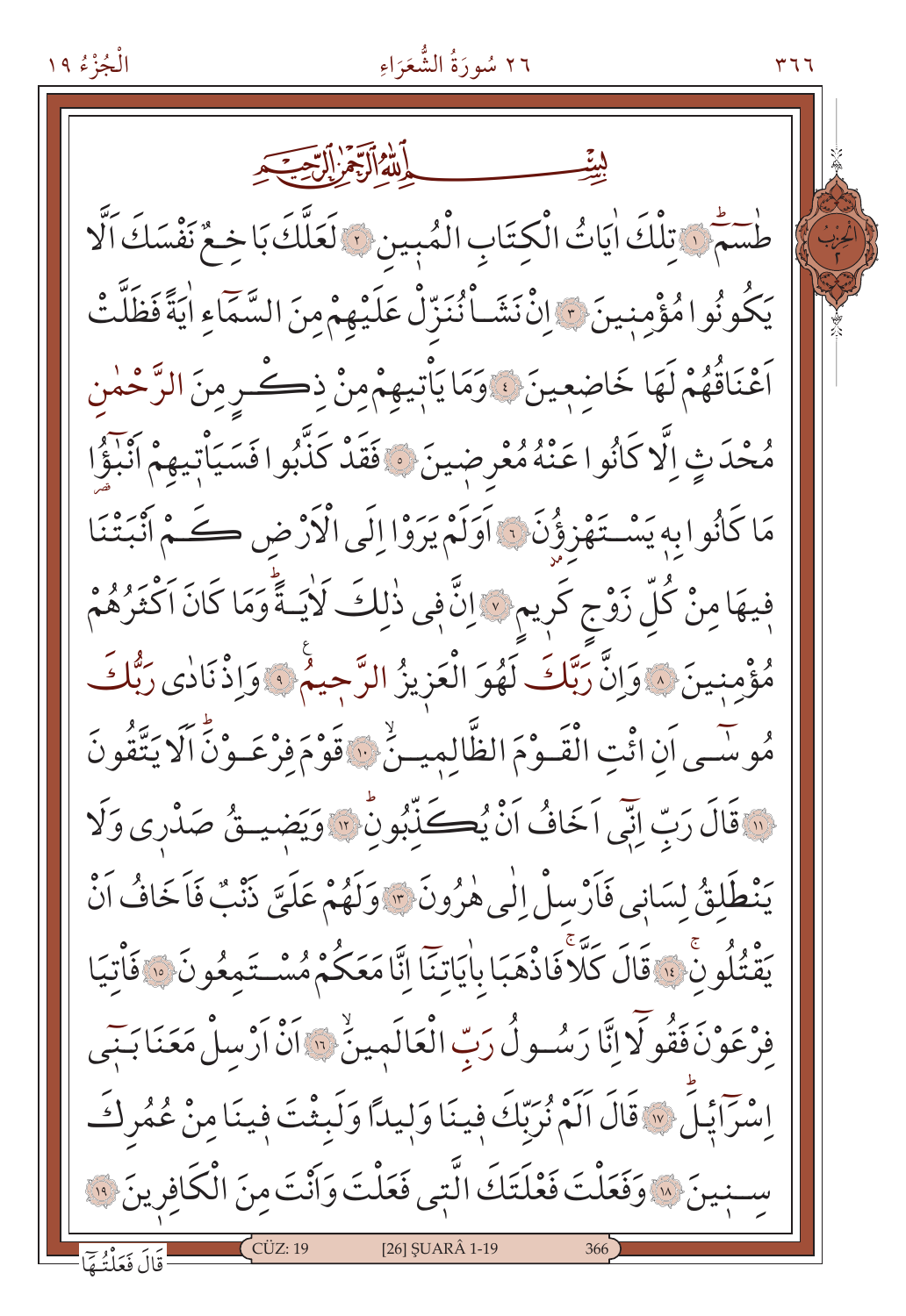بِسْمِ اللّٰهِ الرَّحْمٰنِ الرَّح۪يمِ

طٰسٓمٓ ﴿١﴾ تِلْكَ اٰيَاتُ الْكِتَابِ الْمُب۪ينِ ﴿٢﴾ لَعَلَّكَ بَاخِعٌ نَفْسَكَ اَلَّا يَكُونُوا مُؤْمِن۪ينَ ﴿٣﴾ اِنْ نَشَأْ نُنَزِّلْ عَلَيْهِمْ مِنَ السَّمَٓاءِ اٰيَةً فَظَلَّتْ اَعْنَاقُهُمْ لَهَا خَاضِع۪ينَ ﴿٤﴾ وَمَا يَأْت۪يهِمْ مِنْ ذِكْرٍ مِنَ الرَّحْمٰنِ مُحْدَثٍ اِلَّا كَانُوا عَنْهُ مُعْرِض۪ينَ ﴿٥﴾ فَقَدْ كَذَّبُوا فَسَيَأْت۪يهِمْ اَنْبٰٓؤُا مَا كَانُوا بِه۪ يَسْتَهْزِؤُنَ ﴿٦﴾ اَوَلَمْ يَرَوْا اِلَى الْاَرْضِ كَمْ اَنْبَتْنَا ف۪يهَا مِنْ كُلِّ زَوْجٍ كَر۪يمٍ ﴿٧﴾ اِنَّ ف۪ي ذٰلِكَ لَاٰيَةًۜ وَمَا كَانَ اَكْثَرُهُمْ مُؤْمِن۪ينَ ﴿٨﴾ وَاِنَّ رَبَّكَ لَهُوَ الْعَز۪يزُ الرَّح۪يمُ ﴿٩﴾ وَاِذْ نَادٰى رَبُّكَ مُوسٰٓى اَنِ ائْتِ الْقَوْمَ الظَّالِم۪ينَۙ ﴿١٠﴾ قَوْمَ فِرْعَوْنَۜ اَلَا يَتَّقُونَ ﴿١١﴾ قَالَ رَبِّ اِنّ۪ٓي اَخَافُ اَنْ يُكَذِّبُونِۜ ﴿١٢﴾ وَيَض۪يقُ صَدْر۪ي وَلَا يَنْطَلِقُ لِسَان۪ي فَاَرْسِلْ اِلٰى هٰرُونَ ﴿١٣﴾ وَلَهُمْ عَلَيَّ ذَنْبٌ فَاَخَافُ اَنْ يَقْتُلُونِۚ ﴿١٤﴾ قَالَ كَلَّاۚ فَاذْهَبَا بِاٰيَاتِنَٓا اِنَّا مَعَكُمْ مُسْتَمِعُونَ ﴿١٥﴾ فَأْتِيَا فِرْعَوْنَ فَقُولَٓا اِنَّا رَسُولُ رَبِّ الْعَالَم۪ينَۙ ﴿١٦﴾ اَنْ اَرْسِلْ مَعَنَا بَن۪ٓي اِسْرَٓائ۪يلَۜ ﴿١٧﴾ قَالَ اَلَمْ نُرَبِّكَ ف۪ينَا وَل۪يدًا وَلَبِثْتَ ف۪ينَا مِنْ عُمُرِكَ سِن۪ينَ ﴿١٨﴾ وَفَعَلْتَ فَعْلَتَكَ الَّت۪ي فَعَلْتَ وَاَنْتَ مِنَ الْكَافِر۪ينَ ﴿١٩﴾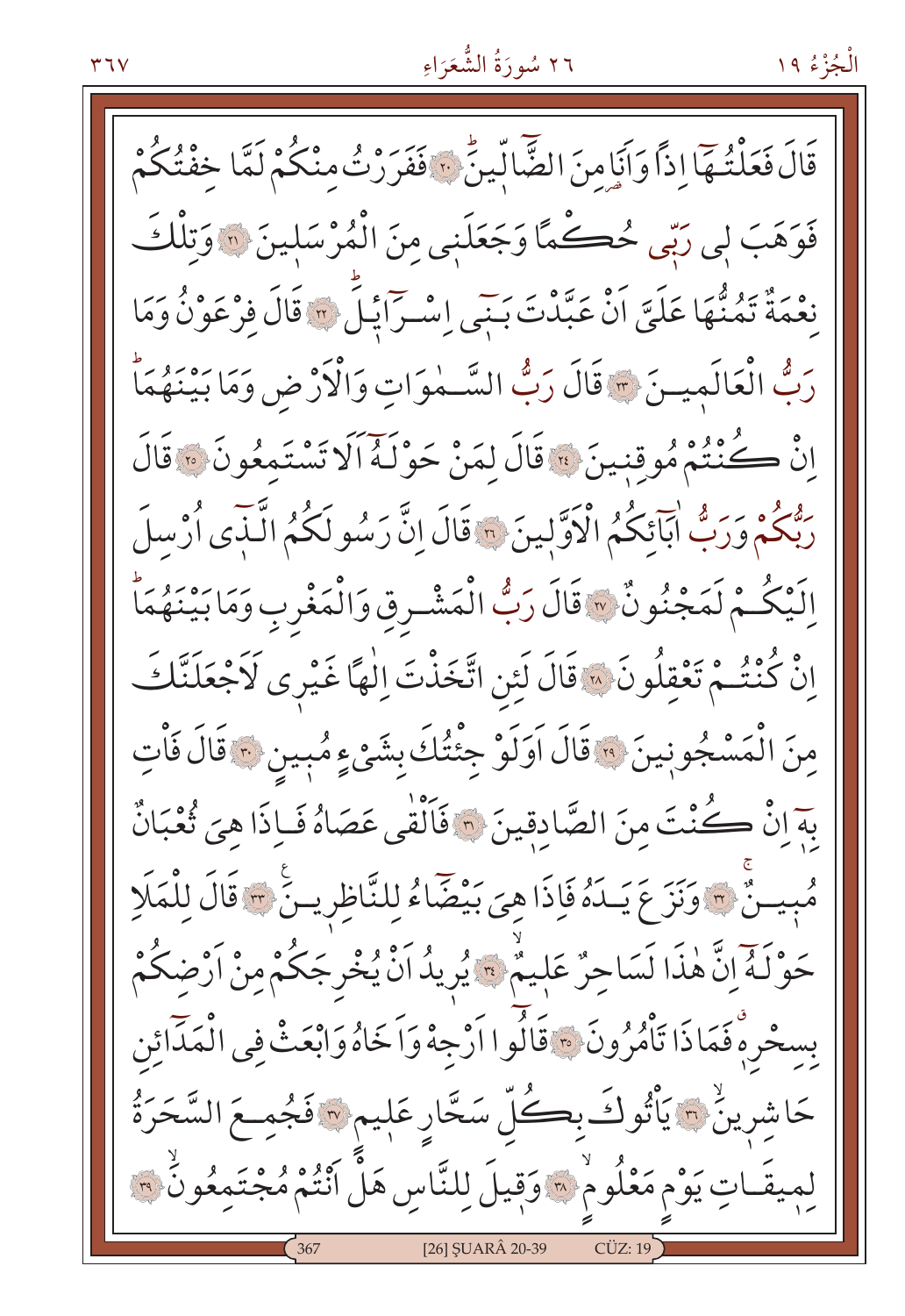قَالَ فَعَلْتُهَٓا اِذاً وَاَنَا مِنَ الضَّٓالّ۪ينَۜ ﴿٢٠﴾ فَفَرَرْتُ مِنْكُمْ لَمَّا خِفْتُكُمْ فَوَهَبَ ل۪ي رَبّ۪ي حُكْماً وَجَعَلَن۪ي مِنَ الْمُرْسَل۪ينَ ﴿٢١﴾ وَتِلْكَ نِعْمَةٌ تَمُنُّهَا عَلَيَّ اَنْ عَبَّدْتَ بَن۪ٓي اِسْرَٓائ۪يلَۜ ﴿٢٢﴾ قَالَ فِرْعَوْنُ وَمَا رَبُّ الْعَالَم۪ينَ ﴿٢٣﴾ قَالَ رَبُّ السَّمٰوَاتِ وَالْاَرْضِ وَمَا بَيْنَهُمَاۜ اِنْ كُنْتُمْ مُوقِن۪ينَ ﴿٢٤﴾ قَالَ لِمَنْ حَوْلَهُٓ اَلَا تَسْتَمِعُونَ ﴿٢٥﴾ قَالَ رَبُّكُمْ وَرَبُّ اٰبَٓائِكُمُ الْاَوَّل۪ينَ ﴿٢٦﴾ قَالَ اِنَّ رَسُولَكُمُ الَّـذ۪ٓي اُرْسِلَ اِلَيْكُمْ لَمَجْنُونٌ ﴿٢٧﴾ قَالَ رَبُّ الْمَشْرِقِ وَالْمَغْرِبِ وَمَا بَيْنَهُمَاۜ اِنْ كُنْتُمْ تَعْقِلُونَ ﴿٢٨﴾ قَالَ لَئِنِ اتَّخَذْتَ اِلٰهاً غَيْر۪ي لَاَجْعَلَنَّكَ مِنَ الْمَسْجُون۪ينَ ﴿٢٩﴾ قَالَ اَوَلَوْ جِئْتُكَ بِشَيْءٍ مُب۪ينٍ ﴿٣٠﴾ قَالَ فَاْتِ بِه۪ٓ اِنْ كُنْتَ مِنَ الصَّادِق۪ينَ ﴿٣١﴾ فَاَلْقٰى عَصَاهُ فَاِذَا هِيَ ثُعْبَانٌ مُب۪ينٌۚ ﴿٣٢﴾ وَنَزَعَ يَدَهُ فَاِذَا هِيَ بَيْضَٓاءُ لِلنَّاظِر۪ينَ۟ ﴿٣٣﴾ قَالَ لِلْمَلَاِ حَوْلَهُٓ اِنَّ هٰذَا لَسَاحِرٌ عَل۪يمٌۙ ﴿٣٤﴾ يُر۪يدُ اَنْ يُخْرِجَكُمْ مِنْ اَرْضِكُمْ بِسِحْرِه۪ۗ فَمَاذَا تَاْمُرُونَ ﴿٣٥﴾ قَالُٓوا اَرْجِهْ وَاَخَاهُ وَابْعَثْ فِي الْمَدَٓائِنِ حَاشِر۪ينَۙ ﴿٣٦﴾ يَاْتُوكَ بِكُلِّ سَحَّارٍ عَل۪يمٍ ﴿٣٧﴾ فَجُمِعَ السَّحَرَةُ لِم۪يقَاتِ يَوْمٍ مَعْلُومٍۙ ﴿٣٨﴾ وَق۪يلَ لِلنَّاسِ هَلْ اَنْتُمْ مُجْتَمِعُونَۙ ﴿٣٩﴾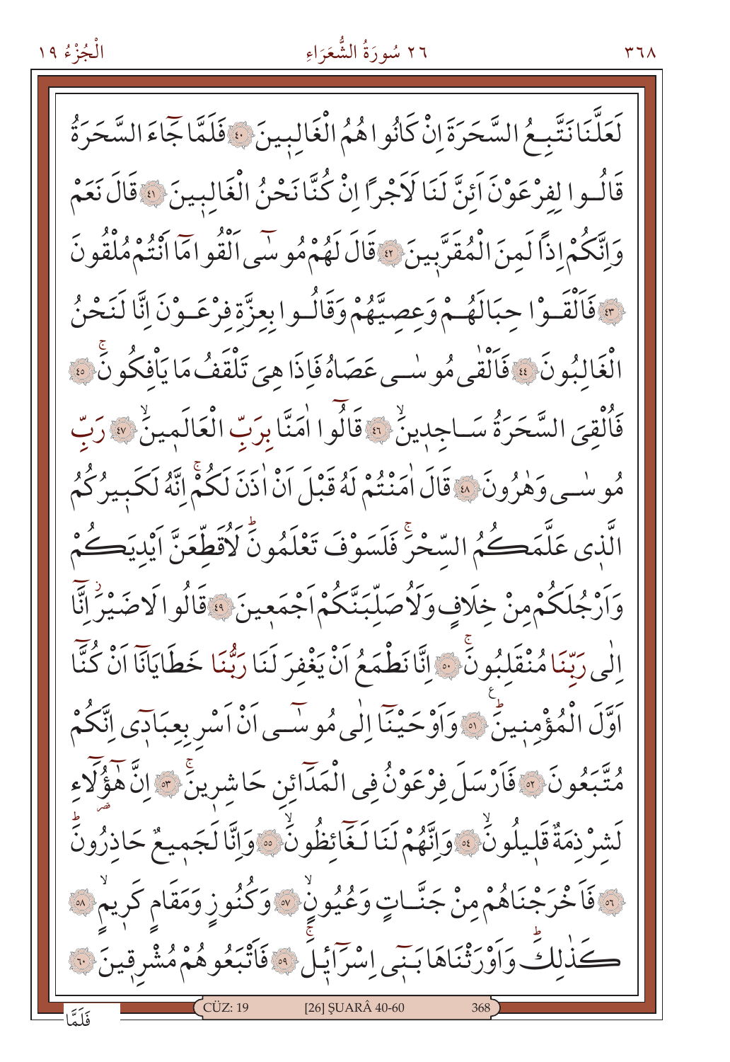لَعَلَّنَا نَتَّبِعُ السَّحَرَةَ اِنْ كَانُوا هُمُ الْغَالِبِينَ ﴿٤٠﴾ فَلَمَّا جَٓاءَ السَّحَرَةُ قَالُوا لِفِرْعَوْنَ اَئِنَّ لَنَا لَاَجْرًا اِنْ كُنَّا نَحْنُ الْغَالِبِينَ ﴿٤١﴾ قَالَ نَعَمْ وَاِنَّكُمْ اِذًا لَمِنَ الْمُقَرَّبِينَ ﴿٤٢﴾ قَالَ لَهُمْ مُوسٰٓى اَلْقُوا مَٓا اَنْتُمْ مُلْقُونَ ﴿٤٣﴾ فَاَلْقَوْا حِبَالَهُمْ وَعِصِيَّهُمْ وَقَالُوا بِعِزَّةِ فِرْعَوْنَ اِنَّا لَنَحْنُ الْغَالِبُونَ ﴿٤٤﴾ فَاَلْقٰى مُوسٰى عَصَاهُ فَاِذَا هِيَ تَلْقَفُ مَا يَاْفِكُونَ ﴿٤٥﴾ فَاُلْقِيَ السَّحَرَةُ سَاجِدِينَ ﴿٤٦﴾ قَالُٓوا اٰمَنَّا بِرَبِّ الْعَالَمِينَ ﴿٤٧﴾ رَبِّ مُوسٰى وَهٰرُونَ ﴿٤٨﴾ قَالَ اٰمَنْتُمْ لَهُ قَبْلَ اَنْ اٰذَنَ لَكُمْ اِنَّهُ لَكَبِيرُكُمُ الَّذ۪ي عَلَّمَكُمُ السِّحْرَ فَلَسَوْفَ تَعْلَمُونَ لَاُقَطِّعَنَّ اَيْدِيَكُمْ وَاَرْجُلَكُمْ مِنْ خِلَافٍ وَلَاُصَلِّبَنَّكُمْ اَجْمَع۪ينَ ﴿٤٩﴾ قَالُوا لَا ضَيْرَ اِنَّٓا اِلٰى رَبِّنَا مُنْقَلِبُونَ ﴿٥٠﴾ اِنَّا نَطْمَعُ اَنْ يَغْفِرَ لَنَا رَبُّنَا خَطَايَانَٓا اَنْ كُنَّٓا اَوَّلَ الْمُؤْمِن۪ينَ ﴿٥١﴾ وَاَوْحَيْنَٓا اِلٰى مُوسٰٓى اَنْ اَسْرِ بِعِبَاد۪ٓي اِنَّكُمْ مُتَّبَعُونَ ﴿٥٢﴾ فَاَرْسَلَ فِرْعَوْنُ فِي الْمَدَٓائِنِ حَاشِر۪ينَ ﴿٥٣﴾ اِنَّ هٰٓؤُ۬لَٓاءِ لَشِرْذِمَةٌ قَل۪يلُونَ ﴿٥٤﴾ وَاِنَّهُمْ لَنَا لَغَٓائِظُونَ ﴿٥٥﴾ وَاِنَّا لَجَم۪يعٌ حَاذِرُونَ ﴿٥٦﴾ فَاَخْرَجْنَاهُمْ مِنْ جَنَّاتٍ وَعُيُونٍ ﴿٥٧﴾ وَكُنُوزٍ وَمَقَامٍ كَر۪يمٍ ﴿٥٨﴾ كَذٰلِكَ وَاَوْرَثْنَاهَا بَن۪ٓي اِسْرَٓائ۪يلَ ﴿٥٩﴾ فَاَتْبَعُوهُمْ مُشْرِق۪ينَ ﴿٦٠﴾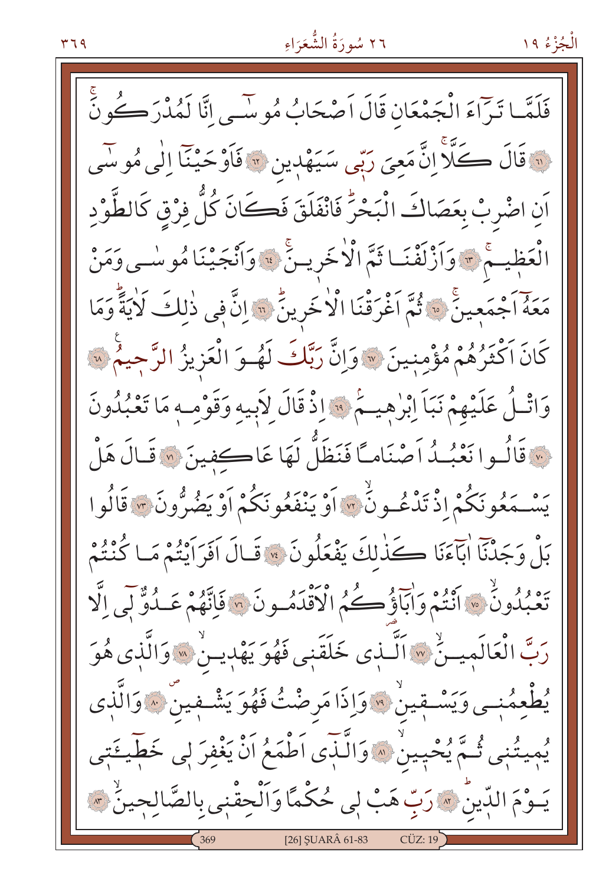فَلَمَّا تَرَٓاءَ الْجَمْعَانِ قَالَ اَصْحَابُ مُوسٰٓى اِنَّا لَمُدْرَكُونَۚ ﴿٦١﴾ قَالَ كَلَّاۚ اِنَّ مَعِيَ رَبّ۪ي سَيَهْد۪ينِ ﴿٦٢﴾ فَاَوْحَيْنَٓا اِلٰى مُوسٰٓى اَنِ اضْرِبْ بِعَصَاكَ الْبَحْرَۜ فَانْفَلَقَ فَكَانَ كُلُّ فِرْقٍ كَالطَّوْدِ الْعَظ۪يمِۚ ﴿٦٣﴾ وَاَزْلَفْنَا ثَمَّ الْاٰخَر۪ينَۚ ﴿٦٤﴾ وَاَنْجَيْنَا مُوسٰى وَمَنْ مَعَهُٓ اَجْمَع۪ينَۚ ﴿٦٥﴾ ثُمَّ اَغْرَقْنَا الْاٰخَر۪ينَۜ ﴿٦٦﴾ اِنَّ ف۪ي ذٰلِكَ لَاٰيَةًۜ وَمَا كَانَ اَكْثَرُهُمْ مُؤْمِن۪ينَ ﴿٦٧﴾ وَاِنَّ رَبَّكَ لَهُوَ الْعَز۪يزُ الرَّح۪يمُ۟ ﴿٦٨﴾ وَاتْلُ عَلَيْهِمْ نَبَاَ اِبْرٰه۪يمَۢ ﴿٦٩﴾ اِذْ قَالَ لِاَب۪يهِ وَقَوْمِه۪ مَا تَعْبُدُونَ ﴿٧٠﴾ قَالُوا نَعْبُدُ اَصْنَامًا فَنَظَلُّ لَهَا عَاكِف۪ينَ ﴿٧١﴾ قَالَ هَلْ يَسْمَعُونَكُمْ اِذْ تَدْعُونَۙ ﴿٧٢﴾ اَوْ يَنْفَعُونَكُمْ اَوْ يَضُرُّونَ ﴿٧٣﴾ قَالُوا بَلْ وَجَدْنَٓا اٰبَٓاءَنَا كَذٰلِكَ يَفْعَلُونَ ﴿٧٤﴾ قَالَ اَفَرَاَيْتُمْ مَا كُنْتُمْ تَعْبُدُونَۙ ﴿٧٥﴾ اَنْتُمْ وَاٰبَٓاؤُ۬كُمُ الْاَقْدَمُونَ ﴿٧٦﴾ فَاِنَّهُمْ عَدُوٌّ ل۪ٓي اِلَّا رَبَّ الْعَالَم۪ينَۙ ﴿٧٧﴾ اَلَّذ۪ي خَلَقَن۪ي فَهُوَ يَهْد۪ينِۙ ﴿٧٨﴾ وَالَّذ۪ي هُوَ يُطْعِمُن۪ي وَيَسْق۪ينِۙ ﴿٧٩﴾ وَاِذَا مَرِضْتُ فَهُوَ يَشْف۪ينِۙ ﴿٨٠﴾ وَالَّذ۪ي يُم۪يتُن۪ي ثُمَّ يُحْي۪ينِۙ ﴿٨١﴾ وَالَّذ۪ٓي اَطْمَعُ اَنْ يَغْفِرَ ل۪ي خَط۪ٓيـَٔت۪ي يَوْمَ الدّ۪ينِۜ ﴿٨٢﴾ رَبِّ هَبْ ل۪ي حُكْمًا وَاَلْحِقْن۪ي بِالصَّالِح۪ينَۙ ﴿٨٣﴾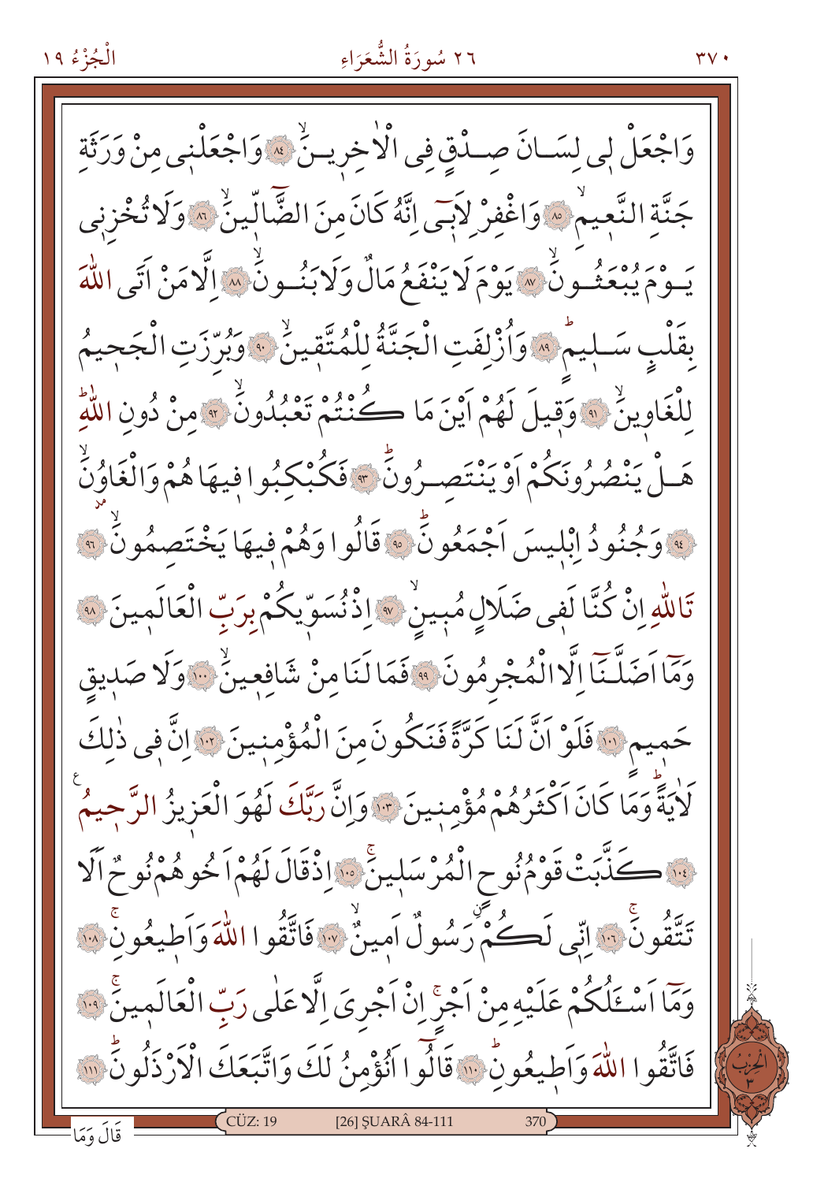وَاجْعَلْ لِى لِسَانَ صِدْقٍ فِى الْاٰخِرِينَۙ ﴿٨٤﴾ وَاجْعَلْنِى مِنْ وَرَثَةِ جَنَّةِ النَّعِيمِۙ ﴿٨٥﴾ وَاغْفِرْ لِاَبِى اِنَّهُ كَانَ مِنَ الضَّٓالِّينَۙ ﴿٨٦﴾ وَلَا تُخْزِنِى يَوْمَ يُبْعَثُونَۙ ﴿٨٧﴾ يَوْمَ لَا يَنْفَعُ مَالٌ وَلَا بَنُونَۙ ﴿٨٨﴾ اِلَّا مَنْ اَتَى اللّٰهَ بِقَلْبٍ سَلِيمٍۜ ﴿٨٩﴾ وَاُزْلِفَتِ الْجَنَّةُ لِلْمُتَّقِينَۙ ﴿٩٠﴾ وَبُرِّزَتِ الْجَحِيمُ لِلْغَاوِينَۙ ﴿٩١﴾ وَقِيلَ لَهُمْ اَيْنَ مَا كُنْتُمْ تَعْبُدُونَۙ ﴿٩٢﴾ مِنْ دُونِ اللّٰهِۜ هَلْ يَنْصُرُونَكُمْ اَوْ يَنْتَصِرُونَۜ ﴿٩٣﴾ فَكُبْكِبُوا فِيهَا هُمْ وَالْغَاوُنَۙ ﴿٩٤﴾ وَجُنُودُ اِبْلِيسَ اَجْمَعُونَۜ ﴿٩٥﴾ قَالُوا وَهُمْ فِيهَا يَخْتَصِمُونَۙ ﴿٩٦﴾ تَاللّٰهِ اِنْ كُنَّا لَفِى ضَلَالٍ مُبِينٍۙ ﴿٩٧﴾ اِذْ نُسَوِّيكُمْ بِرَبِّ الْعَالَمِينَ ﴿٩٨﴾ وَمَٓا اَضَلَّنَٓا اِلَّا الْمُجْرِمُونَ ﴿٩٩﴾ فَمَا لَنَا مِنْ شَافِعِينَۙ ﴿١٠٠﴾ وَلَا صَدِيقٍ حَمِيمٍ ﴿١٠١﴾ فَلَوْ اَنَّ لَنَا كَرَّةً فَنَكُونَ مِنَ الْمُؤْمِنِينَ ﴿١٠٢﴾ اِنَّ فِى ذٰلِكَ لَاٰيَةًۜ وَمَا كَانَ اَكْثَرُهُمْ مُؤْمِنِينَ ﴿١٠٣﴾ وَاِنَّ رَبَّكَ لَهُوَ الْعَزِيزُ الرَّحِيمُ ﴿١٠٤﴾ كَذَّبَتْ قَوْمُ نُوحٍ الْمُرْسَلِينَۚ ﴿١٠٥﴾ اِذْ قَالَ لَهُمْ اَخُوهُمْ نُوحٌ اَلَا تَتَّقُونَۚ ﴿١٠٦﴾ اِنِّى لَكُمْ رَسُولٌ اَمِينٌۙ ﴿١٠٧﴾ فَاتَّقُوا اللّٰهَ وَاَطِيعُونِۚ ﴿١٠٨﴾ وَمَٓا اَسْـَٔلُكُمْ عَلَيْهِ مِنْ اَجْرٍۚ اِنْ اَجْرِىَ اِلَّا عَلٰى رَبِّ الْعَالَمِينَۚ ﴿١٠٩﴾ فَاتَّقُوا اللّٰهَ وَاَطِيعُونِۜ ﴿١١٠﴾ قَالُٓوا اَنُؤْمِنُ لَكَ وَاتَّبَعَكَ الْاَرْذَلُونَۜ ﴿١١١﴾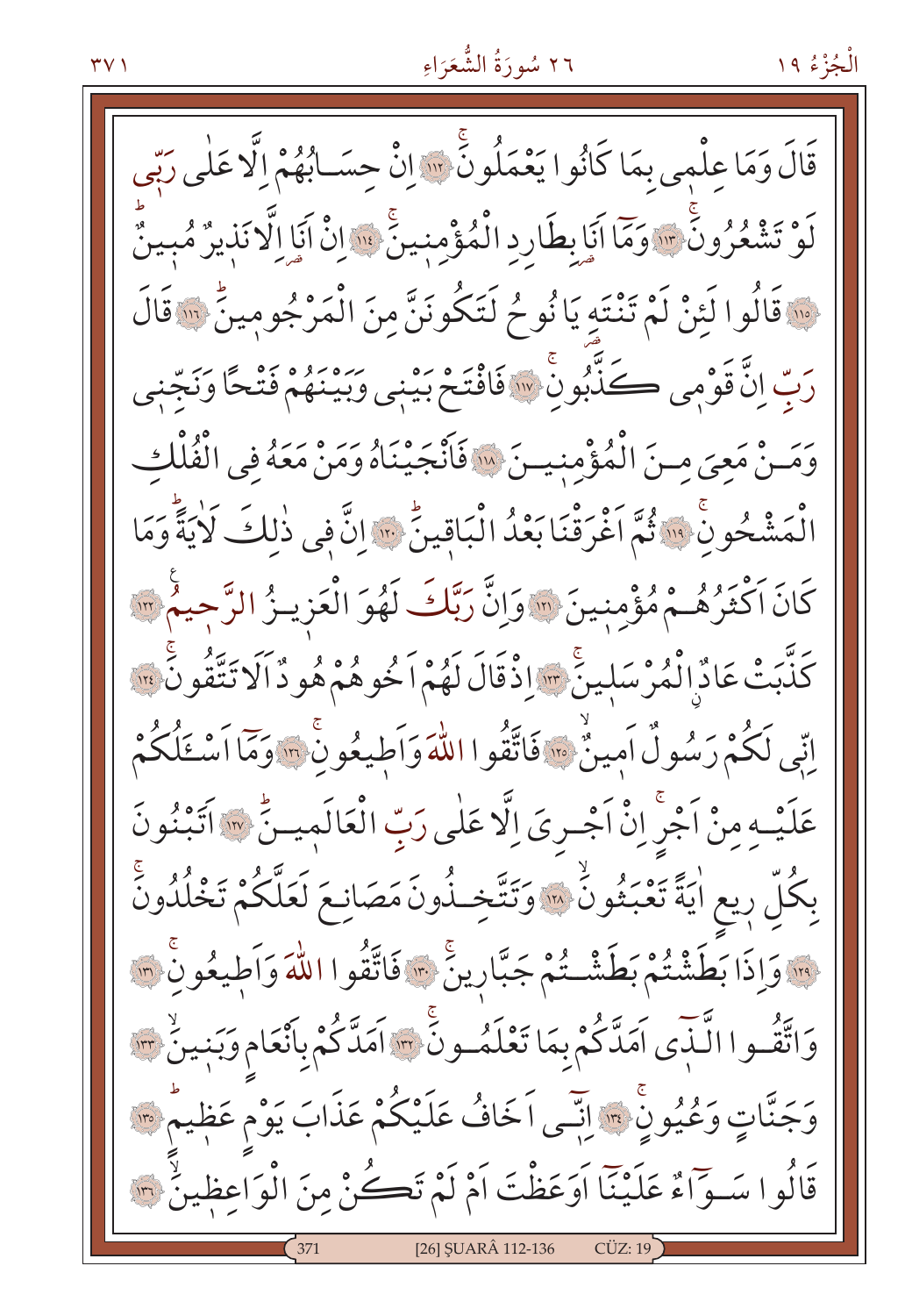قَالَ وَمَا عِلْمِي بِمَا كَانُوا يَعْمَلُونَۚ ﴿١١٢﴾ اِنْ حِسَابُهُمْ اِلَّا عَلٰى رَبّ۪ي لَوْ تَشْعُرُونَۚ ﴿١١٣﴾ وَمَٓا اَنَا بِطَارِدِ الْمُؤْمِن۪ينَۚ ﴿١١٤﴾ اِنْ اَنَا اِلَّا نَذ۪يرٌ مُب۪ينٌۜ ﴿١١٥﴾ قَالُوا لَئِنْ لَمْ تَنْتَهِ يَا نُوحُ لَتَكُونَنَّ مِنَ الْمَرْجُوم۪ينَۜ ﴿١١٦﴾ قَالَ رَبِّ اِنَّ قَوْم۪ي كَذَّبُونِۚ ﴿١١٧﴾ فَافْتَحْ بَيْن۪ي وَبَيْنَهُمْ فَتْحًا وَنَجِّن۪ي وَمَنْ مَعِيَ مِنَ الْمُؤْمِن۪ينَ ﴿١١٨﴾ فَاَنْجَيْنَاهُ وَمَنْ مَعَهُ فِي الْفُلْكِ الْمَشْحُونِۚ ﴿١١٩﴾ ثُمَّ اَغْرَقْنَا بَعْدُ الْبَاق۪ينَۜ ﴿١٢٠﴾ اِنَّ ف۪ي ذٰلِكَ لَاٰيَةًۜ وَمَا كَانَ اَكْثَرُهُمْ مُؤْمِن۪ينَ ﴿١٢١﴾ وَاِنَّ رَبَّكَ لَهُوَ الْعَز۪يزُ الرَّح۪يمُ ﴿١٢٢﴾ كَذَّبَتْ عَادٌۨ الْمُرْسَل۪ينَۚ ﴿١٢٣﴾ اِذْ قَالَ لَهُمْ اَخُوهُمْ هُودٌ اَلَا تَتَّقُونَۚ ﴿١٢٤﴾ اِنّ۪ي لَكُمْ رَسُولٌ اَم۪ينٌۙ ﴿١٢٥﴾ فَاتَّقُوا اللّٰهَ وَاَط۪يعُونِۚ ﴿١٢٦﴾ وَمَٓا اَسْـَٔلُكُمْ عَلَيْهِ مِنْ اَجْرٍۚ اِنْ اَجْرِيَ اِلَّا عَلٰى رَبِّ الْعَالَم۪ينَۜ ﴿١٢٧﴾ اَتَبْنُونَ بِكُلِّ ر۪يعٍ اٰيَةً تَعْبَثُونَۙ ﴿١٢٨﴾ وَتَتَّخِذُونَ مَصَانِعَ لَعَلَّكُمْ تَخْلُدُونَۚ ﴿١٢٩﴾ وَاِذَا بَطَشْتُمْ بَطَشْتُمْ جَبَّار۪ينَۚ ﴿١٣٠﴾ فَاتَّقُوا اللّٰهَ وَاَط۪يعُونِۚ ﴿١٣١﴾ وَاتَّقُوا الَّذ۪ٓي اَمَدَّكُمْ بِمَا تَعْلَمُونَۚ ﴿١٣٢﴾ اَمَدَّكُمْ بِاَنْعَامٍ وَبَن۪ينَۙ ﴿١٣٣﴾ وَجَنَّاتٍ وَعُيُونٍۚ ﴿١٣٤﴾ اِنّ۪ٓي اَخَافُ عَلَيْكُمْ عَذَابَ يَوْمٍ عَظ۪يمٍۜ ﴿١٣٥﴾ قَالُوا سَوَٓاءٌ عَلَيْنَٓا اَوَعَظْتَ اَمْ لَمْ تَكُنْ مِنَ الْوَاعِظ۪ينَۙ ﴿١٣٦﴾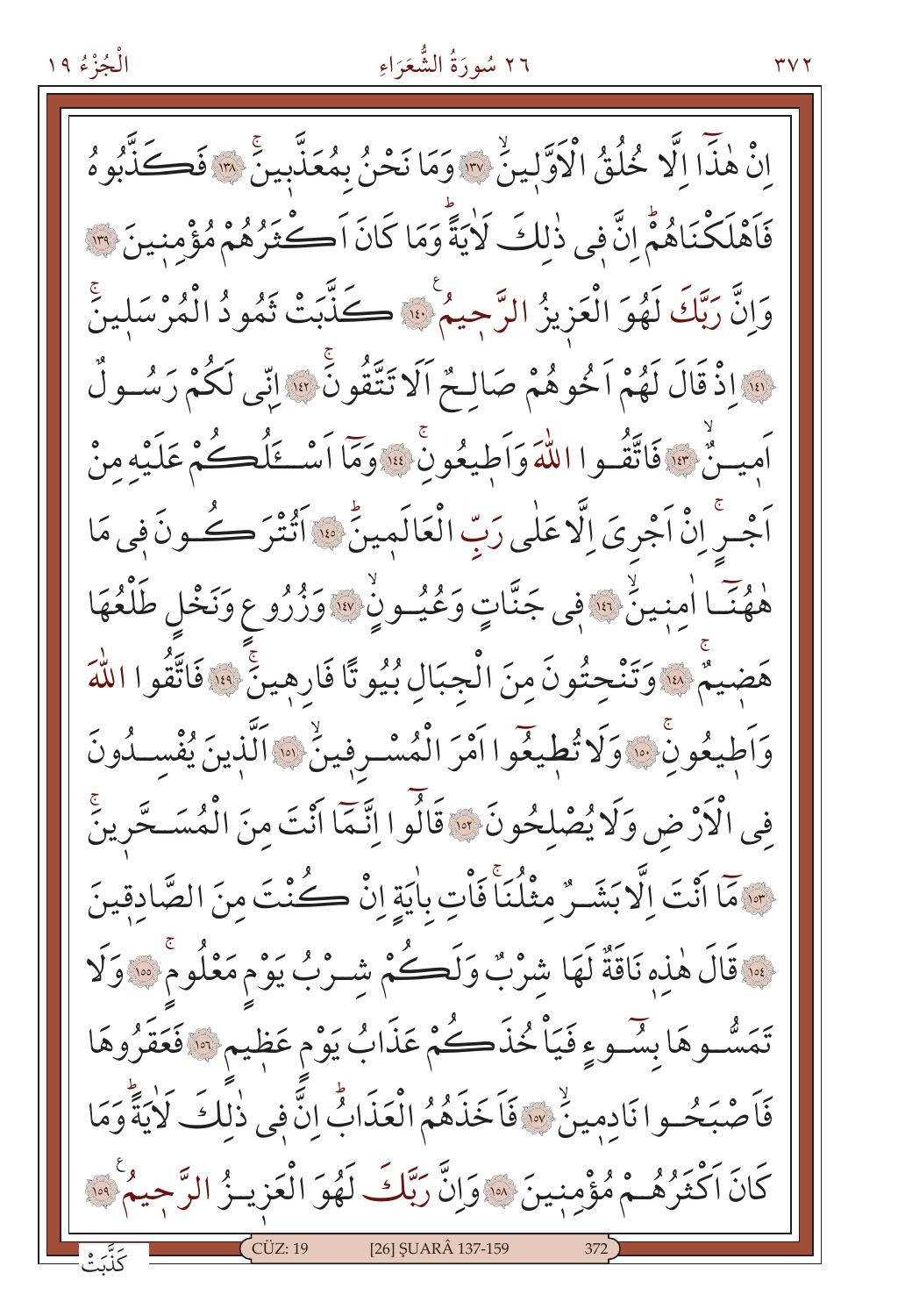اِنْ هٰذَٓا اِلَّا خُلُقُ الْاَوَّل۪ينَۙ ﴿١٣٧﴾ وَمَا نَحْنُ بِمُعَذَّب۪ينَۚ ﴿١٣٨﴾ فَكَذَّبُوهُ فَاَهْلَكْنَاهُمْۜ اِنَّ ف۪ي ذٰلِكَ لَاٰيَةًۜ وَمَا كَانَ اَكْثَرُهُمْ مُؤْمِن۪ينَ ﴿١٣٩﴾ وَاِنَّ رَبَّكَ لَهُوَ الْعَز۪يزُ الرَّح۪يمُ۟ ﴿١٤٠﴾ كَذَّبَتْ ثَمُودُ الْمُرْسَل۪ينَۚ ﴿١٤١﴾ اِذْ قَالَ لَهُمْ اَخُوهُمْ صَالِحٌ اَلَا تَتَّقُونَۚ ﴿١٤٢﴾ اِنّ۪ي لَكُمْ رَسُولٌ اَم۪ينٌۙ ﴿١٤٣﴾ فَاتَّقُوا اللّٰهَ وَاَط۪يعُونِۚ ﴿١٤٤﴾ وَمَٓا اَسْـَٔلُكُمْ عَلَيْهِ مِنْ اَجْرٍۚ اِنْ اَجْرِيَ اِلَّا عَلٰى رَبِّ الْعَالَم۪ينَۜ ﴿١٤٥﴾ اَتُتْرَكُونَ ف۪ي مَا هٰهُنَٓا اٰمِن۪ينَۙ ﴿١٤٦﴾ ف۪ي جَنَّاتٍ وَعُيُونٍۙ ﴿١٤٧﴾ وَزُرُوعٍ وَنَخْلٍ طَلْعُهَا هَض۪يمٌۚ ﴿١٤٨﴾ وَتَنْحِتُونَ مِنَ الْجِبَالِ بُيُوتًا فَارِه۪ينَۚ ﴿١٤٩﴾ فَاتَّقُوا اللّٰهَ وَاَط۪يعُونِۚ ﴿١٥٠﴾ وَلَا تُط۪يعُٓوا اَمْرَ الْمُسْرِف۪ينَۙ ﴿١٥١﴾ اَلَّذ۪ينَ يُفْسِدُونَ فِي الْاَرْضِ وَلَا يُصْلِحُونَ ﴿١٥٢﴾ قَالُٓوا اِنَّمَٓا اَنْتَ مِنَ الْمُسَحَّر۪ينَۚ ﴿١٥٣﴾ مَٓا اَنْتَ اِلَّا بَشَرٌ مِثْلُنَاۚ فَاْتِ بِاٰيَةٍ اِنْ كُنْتَ مِنَ الصَّادِق۪ينَ ﴿١٥٤﴾ قَالَ هٰذِه۪ نَاقَةٌ لَهَا شِرْبٌ وَلَكُمْ شِرْبُ يَوْمٍ مَعْلُومٍۚ ﴿١٥٥﴾ وَلَا تَمَسُّوهَا بِسُٓوءٍ فَيَاْخُذَكُمْ عَذَابُ يَوْمٍ عَظ۪يمٍ ﴿١٥٦﴾ فَعَقَرُوهَا فَاَصْبَحُوا نَادِم۪ينَۙ ﴿١٥٧﴾ فَاَخَذَهُمُ الْعَذَابُۜ اِنَّ ف۪ي ذٰلِكَ لَاٰيَةًۜ وَمَا كَانَ اَكْثَرُهُمْ مُؤْمِن۪ينَ ﴿١٥٨﴾ وَاِنَّ رَبَّكَ لَهُوَ الْعَز۪يزُ الرَّح۪يمُ۟ ﴿١٥٩﴾

كَذَّبَتْ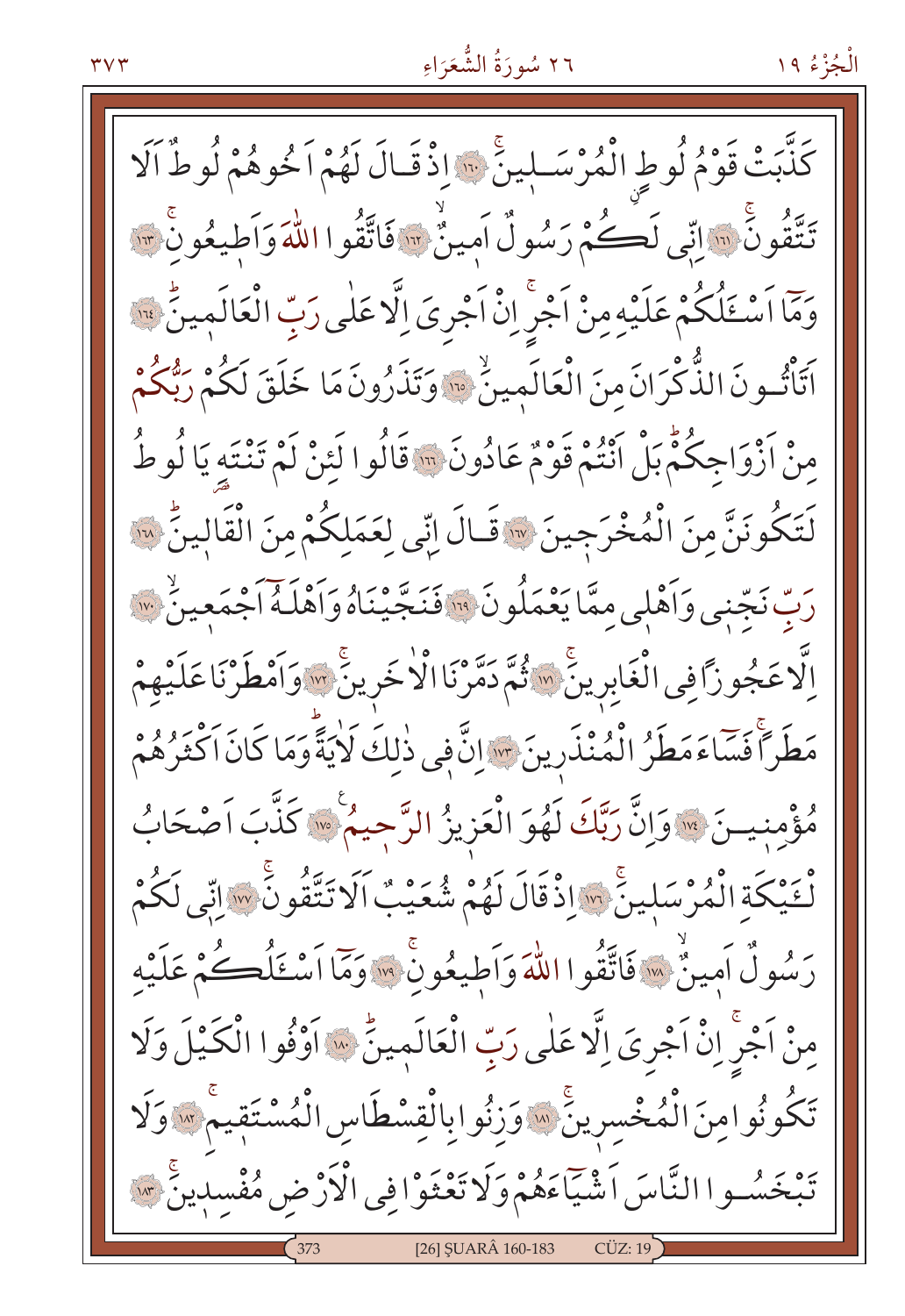كَذَّبَتْ قَوْمُ لُوطٍ الْمُرْسَلِينَۚ ﴿١٦٠﴾ اِذْ قَالَ لَهُمْ اَخُوهُمْ لُوطٌ اَلَا تَتَّقُونَۚ ﴿١٦١﴾ اِنّ۪ي لَكُمْ رَسُولٌ اَم۪ينٌۙ ﴿١٦٢﴾ فَاتَّقُوا اللّٰهَ وَاَط۪يعُونِۚ ﴿١٦٣﴾ وَمَٓا اَسْـَٔلُكُمْ عَلَيْهِ مِنْ اَجْرٍۚ اِنْ اَجْرِيَ اِلَّا عَلٰى رَبِّ الْعَالَم۪ينَۜ ﴿١٦٤﴾ اَتَأْتُونَ الذُّكْرَانَ مِنَ الْعَالَم۪ينَۙ ﴿١٦٥﴾ وَتَذَرُونَ مَا خَلَقَ لَكُمْ رَبُّكُمْ مِنْ اَزْوَاجِكُمْۜ بَلْ اَنْتُمْ قَوْمٌ عَادُونَ ﴿١٦٦﴾ قَالُوا لَئِنْ لَمْ تَنْتَهِ يَا لُوطُ لَتَكُونَنَّ مِنَ الْمُخْرَج۪ينَ ﴿١٦٧﴾ قَالَ اِنّ۪ي لِعَمَلِكُمْ مِنَ الْقَال۪ينَۜ ﴿١٦٨﴾ رَبِّ نَجِّن۪ي وَاَهْل۪ي مِمَّا يَعْمَلُونَ ﴿١٦٩﴾ فَنَجَّيْنَاهُ وَاَهْلَهُٓ اَجْمَع۪ينَۙ ﴿١٧٠﴾ اِلَّا عَجُوزًا فِي الْغَابِر۪ينَۚ ﴿١٧١﴾ ثُمَّ دَمَّرْنَا الْاٰخَر۪ينَۚ ﴿١٧٢﴾ وَاَمْطَرْنَا عَلَيْهِمْ مَطَرًاۚ فَسَٓاءَ مَطَرُ الْمُنْذَر۪ينَ ﴿١٧٣﴾ اِنَّ ف۪ي ذٰلِكَ لَاٰيَةًۜ وَمَا كَانَ اَكْثَرُهُمْ مُؤْمِن۪ينَ ﴿١٧٤﴾ وَاِنَّ رَبَّكَ لَهُوَ الْعَز۪يزُ الرَّح۪يمُ ﴿١٧٥﴾ كَذَّبَ اَصْحَابُ لْـَٔيْكَةِ الْمُرْسَل۪ينَۚ ﴿١٧٦﴾ اِذْ قَالَ لَهُمْ شُعَيْبٌ اَلَا تَتَّقُونَۚ ﴿١٧٧﴾ اِنّ۪ي لَكُمْ رَسُولٌ اَم۪ينٌۙ ﴿١٧٨﴾ فَاتَّقُوا اللّٰهَ وَاَط۪يعُونِۚ ﴿١٧٩﴾ وَمَٓا اَسْـَٔلُكُمْ عَلَيْهِ مِنْ اَجْرٍۚ اِنْ اَجْرِيَ اِلَّا عَلٰى رَبِّ الْعَالَم۪ينَۜ ﴿١٨٠﴾ اَوْفُوا الْكَيْلَ وَلَا تَكُونُوا مِنَ الْمُخْسِر۪ينَۚ ﴿١٨١﴾ وَزِنُوا بِالْقِسْطَاسِ الْمُسْتَق۪يمِۚ ﴿١٨٢﴾ وَلَا تَبْخَسُوا النَّاسَ اَشْيَٓاءَهُمْ وَلَا تَعْثَوْا فِي الْاَرْضِ مُفْسِد۪ينَۚ ﴿١٨٣﴾

[26] ŞUARÂ 160-183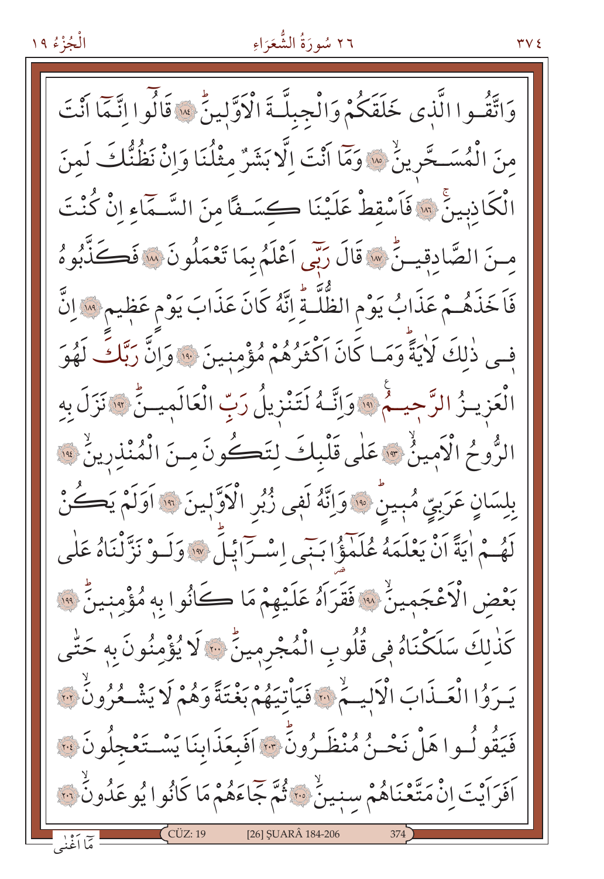وَاتَّقُوا الَّذٖى خَلَقَكُمْ وَالْجِبِلَّةَ الْاَوَّلٖينَ ﴿١٨٤﴾ قَالُٓوا اِنَّمَٓا اَنْتَ مِنَ الْمُسَحَّرٖينَ ﴿١٨٥﴾ وَمَٓا اَنْتَ اِلَّا بَشَرٌ مِثْلُنَا وَاِنْ نَظُنُّكَ لَمِنَ الْكَاذِبٖينَ ﴿١٨٦﴾ فَاَسْقِطْ عَلَيْنَا كِسَفًا مِنَ السَّمَٓاءِ اِنْ كُنْتَ مِنَ الصَّادِقٖينَ ﴿١٨٧﴾ قَالَ رَبّٖٓى اَعْلَمُ بِمَا تَعْمَلُونَ ﴿١٨٨﴾ فَكَذَّبُوهُ فَاَخَذَهُمْ عَذَابُ يَوْمِ الظُّلَّةِ اِنَّهُ كَانَ عَذَابَ يَوْمٍ عَظٖيمٍ ﴿١٨٩﴾ اِنَّ فٖى ذٰلِكَ لَاٰيَةً وَمَا كَانَ اَكْثَرُهُمْ مُؤْمِنٖينَ ﴿١٩٠﴾ وَاِنَّ رَبَّكَ لَهُوَ الْعَزٖيزُ الرَّحٖيمُ ﴿١٩١﴾ وَاِنَّهُ لَتَنْزٖيلُ رَبِّ الْعَالَمٖينَ ﴿١٩٢﴾ نَزَلَ بِهِ الرُّوحُ الْاَمٖينُ ﴿١٩٣﴾ عَلٰى قَلْبِكَ لِتَكُونَ مِنَ الْمُنْذِرٖينَ ﴿١٩٤﴾ بِلِسَانٍ عَرَبِيٍّ مُبٖينٍ ﴿١٩٥﴾ وَاِنَّهُ لَفٖى زُبُرِ الْاَوَّلٖينَ ﴿١٩٦﴾ اَوَلَمْ يَكُنْ لَهُمْ اٰيَةً اَنْ يَعْلَمَهُ عُلَمٰٓؤُا بَنٖٓى اِسْرَٓائٖيلَ ﴿١٩٧﴾ وَلَوْ نَزَّلْنَاهُ عَلٰى بَعْضِ الْاَعْجَمٖينَ ﴿١٩٨﴾ فَقَرَاَهُ عَلَيْهِمْ مَا كَانُوا بِهٖ مُؤْمِنٖينَ ﴿١٩٩﴾ كَذٰلِكَ سَلَكْنَاهُ فٖى قُلُوبِ الْمُجْرِمٖينَ ﴿٢٠٠﴾ لَا يُؤْمِنُونَ بِهٖ حَتّٰى يَرَوُا الْعَذَابَ الْاَلٖيمَ ﴿٢٠١﴾ فَيَاْتِيَهُمْ بَغْتَةً وَهُمْ لَا يَشْعُرُونَ ﴿٢٠٢﴾ فَيَقُولُوا هَلْ نَحْنُ مُنْظَرُونَ ﴿٢٠٣﴾ اَفَبِعَذَابِنَا يَسْتَعْجِلُونَ ﴿٢٠٤﴾ اَفَرَاَيْتَ اِنْ مَتَّعْنَاهُمْ سِنٖينَ ﴿٢٠٥﴾ ثُمَّ جَٓاءَهُمْ مَا كَانُوا يُوعَدُونَ ﴿٢٠٦﴾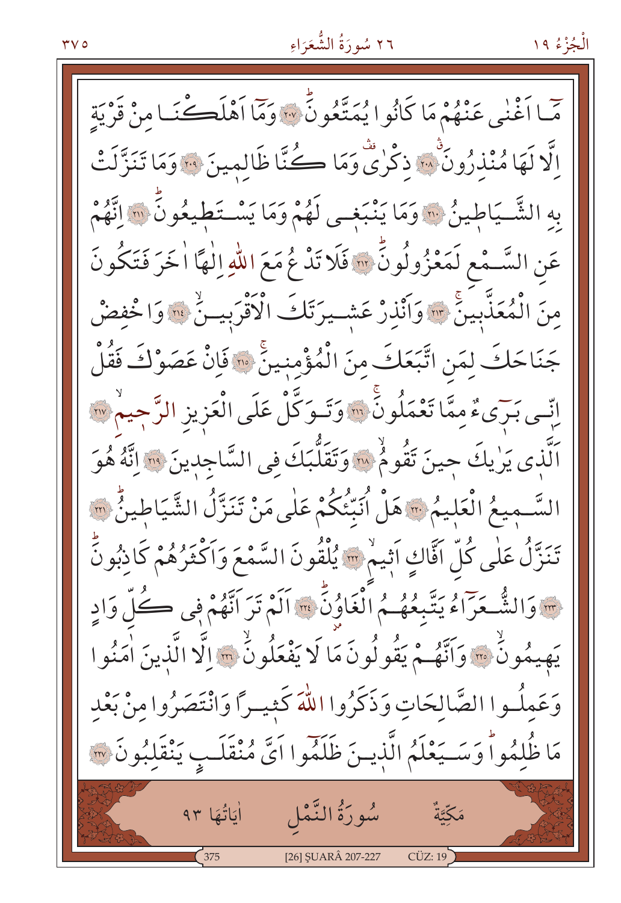مَٓا اَغْنٰى عَنْهُمْ مَا كَانُوا يُمَتَّعُونَۜ ﴿٢٠٧﴾ وَمَٓا اَهْلَكْنَا مِنْ قَرْيَةٍ اِلَّا لَهَا مُنْذِرُونَۗ ﴿٢٠٨﴾ ذِكْرٰىۜ وَمَا كُنَّا ظَالِمِينَ ﴿٢٠٩﴾ وَمَا تَنَزَّلَتْ بِهِ الشَّيَاطِينُ ﴿٢١٠﴾ وَمَا يَنْبَغٖى لَهُمْ وَمَا يَسْتَطٖيعُونَۜ ﴿٢١١﴾ اِنَّهُمْ عَنِ السَّمْعِ لَمَعْزُولُونَۜ ﴿٢١٢﴾ فَلَا تَدْعُ مَعَ اللّٰهِ اِلٰهًا اٰخَرَ فَتَكُونَ مِنَ الْمُعَذَّبٖينَۚ ﴿٢١٣﴾ وَاَنْذِرْ عَشٖيرَتَكَ الْاَقْرَبٖينَۙ ﴿٢١٤﴾ وَاخْفِضْ جَنَاحَكَ لِمَنِ اتَّبَعَكَ مِنَ الْمُؤْمِنٖينَۚ ﴿٢١٥﴾ فَاِنْ عَصَوْكَ فَقُلْ اِنّٖى بَرٖٓیءٌ مِمَّا تَعْمَلُونَۚ ﴿٢١٦﴾ وَتَوَكَّلْ عَلَى الْعَزٖيزِ الرَّحٖيمِۙ ﴿٢١٧﴾ اَلَّذٖى يَرٰيكَ حٖينَ تَقُومُۙ ﴿٢١٨﴾ وَتَقَلُّبَكَ فِى السَّاجِدٖينَ ﴿٢١٩﴾ اِنَّهُ هُوَ السَّمٖيعُ الْعَلٖيمُ ﴿٢٢٠﴾ هَلْ اُنَبِّئُكُمْ عَلٰى مَنْ تَنَزَّلُ الشَّيَاطٖينُۜ ﴿٢٢١﴾ تَنَزَّلُ عَلٰى كُلِّ اَفَّاكٍ اَثٖيمٍۙ ﴿٢٢٢﴾ يُلْقُونَ السَّمْعَ وَاَكْثَرُهُمْ كَاذِبُونَۜ ﴿٢٢٣﴾ وَالشُّعَرَٓاءُ يَتَّبِعُهُمُ الْغَاوُنَۜ ﴿٢٢٤﴾ اَلَمْ تَرَ اَنَّهُمْ فٖى كُلِّ وَادٍ يَهٖيمُونَۙ ﴿٢٢٥﴾ وَاَنَّهُمْ يَقُولُونَ مَا لَا يَفْعَلُونَۙ ﴿٢٢٦﴾ اِلَّا الَّذٖينَ اٰمَنُوا وَعَمِلُوا الصَّالِحَاتِ وَذَكَرُوا اللّٰهَ كَثٖيرًا وَانْتَصَرُوا مِنْ بَعْدِ مَا ظُلِمُواۜ وَسَيَعْلَمُ الَّذٖينَ ظَلَمُٓوا اَىَّ مُنْقَلَبٍ يَنْقَلِبُونَ ﴿٢٢٧﴾

## سُورَةُ النَّمْلِ

مَكِّيَّةٌ — اٰيَاتُهَا ٩٣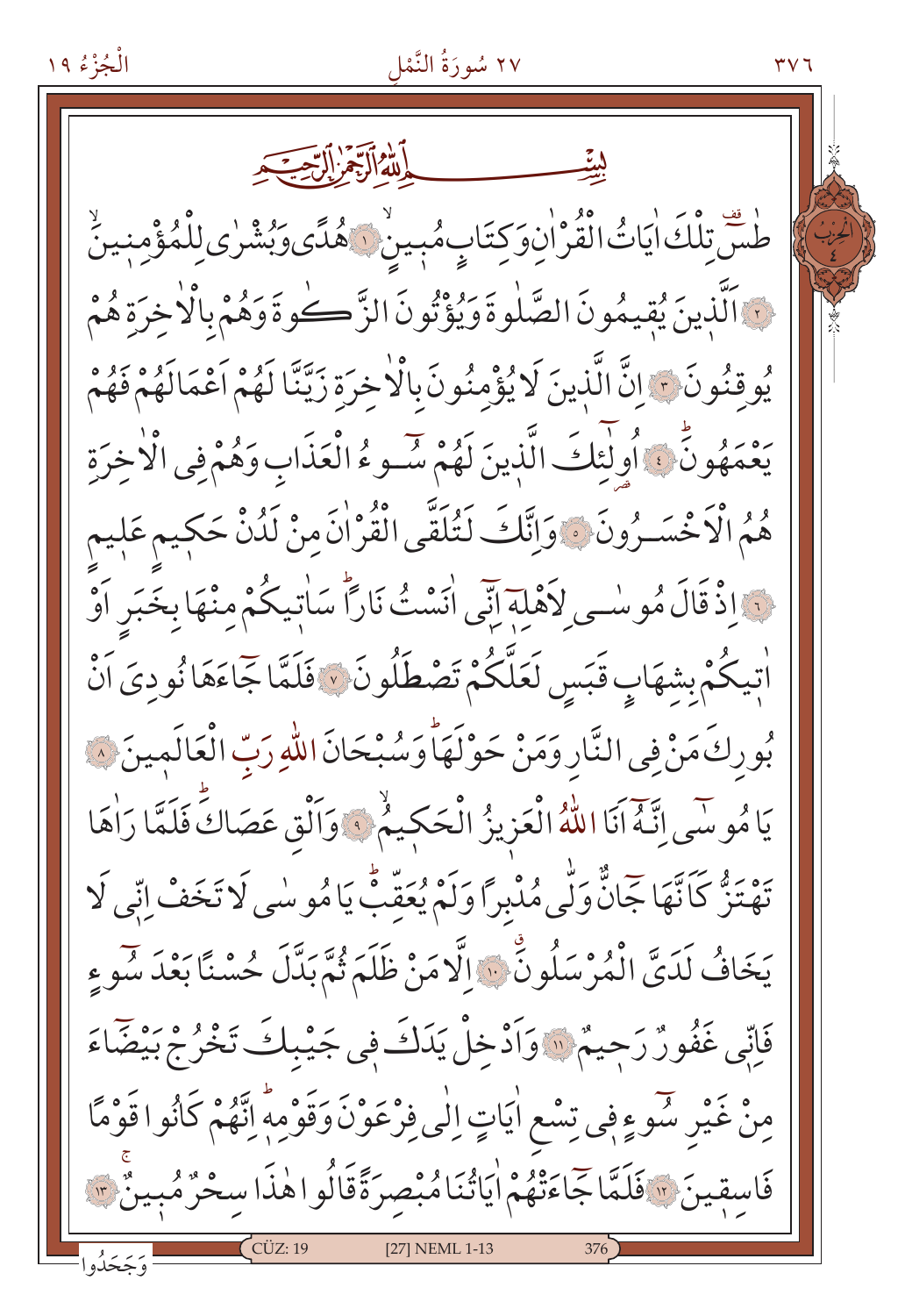بِسْمِ اللّٰهِ الرَّحْمٰنِ الرَّح۪يمِ

طٰسٓ۠ تِلْكَ اٰيَاتُ الْقُرْاٰنِ وَكِتَابٍ مُب۪ينٍۙ ﴿١﴾ هُدًى وَبُشْرٰى لِلْمُؤْمِن۪ينَۙ ﴿٢﴾ اَلَّذ۪ينَ يُق۪يمُونَ الصَّلٰوةَ وَيُؤْتُونَ الزَّكٰوةَ وَهُمْ بِالْاٰخِرَةِ هُمْ يُوقِنُونَ ﴿٣﴾ اِنَّ الَّذ۪ينَ لَا يُؤْمِنُونَ بِالْاٰخِرَةِ زَيَّنَّا لَهُمْ اَعْمَالَهُمْ فَهُمْ يَعْمَهُونَۜ ﴿٤﴾ اُو۬لٰٓئِكَ الَّذ۪ينَ لَهُمْ سُٓوءُ الْعَذَابِ وَهُمْ فِي الْاٰخِرَةِ هُمُ الْاَخْسَرُونَ ﴿٥﴾ وَاِنَّكَ لَتُلَقَّى الْقُرْاٰنَ مِنْ لَدُنْ حَك۪يمٍ عَل۪يمٍ ﴿٦﴾ اِذْ قَالَ مُوسٰى لِاَهْلِه۪ٓ اِنّ۪ٓي اٰنَسْتُ نَاراًۜ سَاٰت۪يكُمْ مِنْهَا بِخَبَرٍ اَوْ اٰت۪يكُمْ بِشِهَابٍ قَبَسٍ لَعَلَّكُمْ تَصْطَلُونَ ﴿٧﴾ فَلَمَّا جَٓاءَهَا نُودِيَ اَنْ بُورِكَ مَنْ فِي النَّارِ وَمَنْ حَوْلَهَاۜ وَسُبْحَانَ اللّٰهِ رَبِّ الْعَالَم۪ينَ ﴿٨﴾ يَا مُوسٰٓى اِنَّهُٓ اَنَا اللّٰهُ الْعَز۪يزُ الْحَك۪يمُۙ ﴿٩﴾ وَاَلْقِ عَصَاكَۜ فَلَمَّا رَاٰهَا تَهْتَزُّ كَاَنَّهَا جَٓانٌّ وَلّٰى مُدْبِراً وَلَمْ يُعَقِّبْۜ يَا مُوسٰى لَا تَخَفْ اِنّ۪ي لَا يَخَافُ لَدَيَّ الْمُرْسَلُونَۗ ﴿١٠﴾ اِلَّا مَنْ ظَلَمَ ثُمَّ بَدَّلَ حُسْناً بَعْدَ سُٓوءٍ فَاِنّ۪ي غَفُورٌ رَح۪يمٌ ﴿١١﴾ وَاَدْخِلْ يَدَكَ ف۪ي جَيْبِكَ تَخْرُجْ بَيْضَٓاءَ مِنْ غَيْرِ سُٓوءٍ ف۪ي تِسْعِ اٰيَاتٍ اِلٰى فِرْعَوْنَ وَقَوْمِه۪ۜ اِنَّهُمْ كَانُوا قَوْماً فَاسِق۪ينَ ﴿١٢﴾ فَلَمَّا جَٓاءَتْهُمْ اٰيَاتُنَا مُبْصِرَةً قَالُوا هٰذَا سِحْرٌ مُب۪ينٌۚ ﴿١٣﴾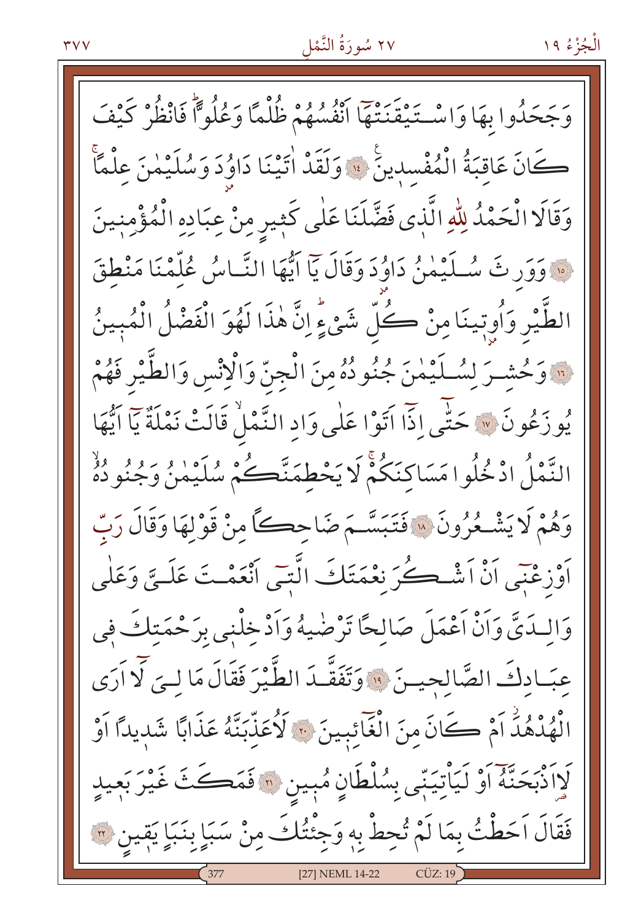وَجَحَدُوا بِهَا وَاسْتَيْقَنَتْهَٓا اَنْفُسُهُمْ ظُلْمًا وَعُلُوًّاۜ فَانْظُرْ كَيْفَ كَانَ عَاقِبَةُ الْمُفْسِد۪ينَ ﴿١٤﴾ وَلَقَدْ اٰتَيْنَا دَاوُ۫دَ وَسُلَيْمٰنَ عِلْمًاۚ وَقَالَا الْحَمْدُ لِلّٰهِ الَّذ۪ي فَضَّلَنَا عَلٰى كَث۪يرٍ مِنْ عِبَادِهِ الْمُؤْمِن۪ينَ ﴿١٥﴾ وَوَرِثَ سُلَيْمٰنُ دَاوُ۫دَ وَقَالَ يَٓا اَيُّهَا النَّاسُ عُلِّمْنَا مَنْطِقَ الطَّيْرِ وَاُو۫ت۪ينَا مِنْ كُلِّ شَيْءٍۜ اِنَّ هٰذَا لَهُوَ الْفَضْلُ الْمُب۪ينُ ﴿١٦﴾ وَحُشِرَ لِسُلَيْمٰنَ جُنُودُهُ مِنَ الْجِنِّ وَالْاِنْسِ وَالطَّيْرِ فَهُمْ يُوزَعُونَ ﴿١٧﴾ حَتّٰٓى اِذَٓا اَتَوْا عَلٰى وَادِ النَّمْلِۙ قَالَتْ نَمْلَةٌ يَٓا اَيُّهَا النَّمْلُ ادْخُلُوا مَسَاكِنَكُمْۚ لَا يَحْطِمَنَّكُمْ سُلَيْمٰنُ وَجُنُودُهُۙ وَهُمْ لَا يَشْعُرُونَ ﴿١٨﴾ فَتَبَسَّمَ ضَاحِكًا مِنْ قَوْلِهَا وَقَالَ رَبِّ اَوْزِعْن۪ٓي اَنْ اَشْكُرَ نِعْمَتَكَ الَّت۪ٓي اَنْعَمْتَ عَلَيَّ وَعَلٰى وَالِدَيَّ وَاَنْ اَعْمَلَ صَالِحًا تَرْضٰيهُ وَاَدْخِلْن۪ي بِرَحْمَتِكَ ف۪ي عِبَادِكَ الصَّالِح۪ينَ ﴿١٩﴾ وَتَفَقَّدَ الطَّيْرَ فَقَالَ مَا لِيَ لَٓا اَرَى الْهُدْهُدَۘ اَمْ كَانَ مِنَ الْغَٓائِب۪ينَ ﴿٢٠﴾ لَاُعَذِّبَنَّهُ عَذَابًا شَد۪يدًا اَوْ لَاَاذْبَحَنَّهُٓ اَوْ لَيَأْتِيَنّ۪ي بِسُلْطَانٍ مُب۪ينٍ ﴿٢١﴾ فَمَكَثَ غَيْرَ بَع۪يدٍ فَقَالَ اَحَطْتُ بِمَا لَمْ تُحِطْ بِه۪ وَجِئْتُكَ مِنْ سَبَاٍ بِنَبَاٍ يَق۪ينٍ ﴿٢٢﴾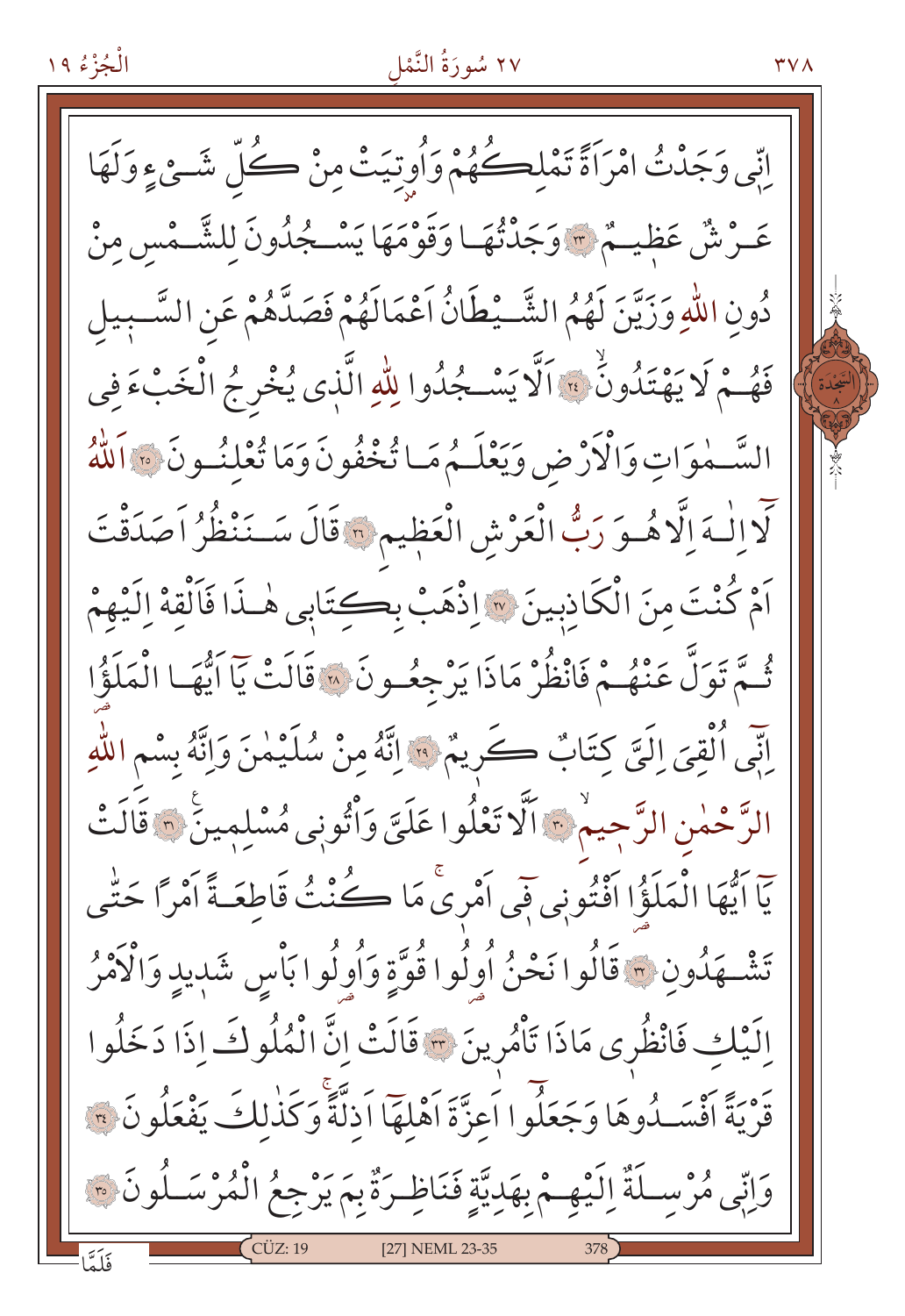اِنّ۪ي وَجَدْتُ امْرَاَةً تَمْلِكُهُمْ وَاُو۫تِيَتْ مِنْ كُلِّ شَيْءٍ وَلَهَا عَرْشٌ عَظ۪يمٌ ﴿٢٣﴾ وَجَدْتُهَا وَقَوْمَهَا يَسْجُدُونَ لِلشَّمْسِ مِنْ دُونِ اللّٰهِ وَزَيَّنَ لَهُمُ الشَّيْطَانُ اَعْمَالَهُمْ فَصَدَّهُمْ عَنِ السَّب۪يلِ فَهُمْ لَا يَهْتَدُونَۙ ﴿٢٤﴾ اَلَّا يَسْجُدُوا لِلّٰهِ الَّذ۪ي يُخْرِجُ الْخَبْءَ فِي السَّمٰوَاتِ وَالْاَرْضِ وَيَعْلَمُ مَا تُخْفُونَ وَمَا تُعْلِنُونَ ﴿٢٥﴾ اَللّٰهُ لَٓا اِلٰهَ اِلَّا هُوَ رَبُّ الْعَرْشِ الْعَظ۪يمِ ﴿٢٦﴾ قَالَ سَنَنْظُرُ اَصَدَقْتَ اَمْ كُنْتَ مِنَ الْكَاذِب۪ينَ ﴿٢٧﴾ اِذْهَبْ بِكِتَاب۪ي هٰذَا فَاَلْقِهْ اِلَيْهِمْ ثُمَّ تَوَلَّ عَنْهُمْ فَانْظُرْ مَاذَا يَرْجِعُونَ ﴿٢٨﴾ قَالَتْ يَٓا اَيُّهَا الْمَلَؤُا اِنّ۪ٓي اُلْقِيَ اِلَيَّ كِتَابٌ كَر۪يمٌ ﴿٢٩﴾ اِنَّهُ مِنْ سُلَيْمٰنَ وَاِنَّهُ بِسْمِ اللّٰهِ الرَّحْمٰنِ الرَّح۪يمِۙ ﴿٣٠﴾ اَلَّا تَعْلُوا عَلَيَّ وَأْتُون۪ي مُسْلِم۪ينَ۟ ﴿٣١﴾ قَالَتْ يَٓا اَيُّهَا الْمَلَؤُا اَفْتُون۪ي ف۪ٓي اَمْر۪يۚ مَا كُنْتُ قَاطِعَةً اَمْرًا حَتّٰى تَشْهَدُونِ ﴿٣٢﴾ قَالُوا نَحْنُ اُو۬لُوا قُوَّةٍ وَاُو۬لُوا بَأْسٍ شَد۪يدٍ وَالْاَمْرُ اِلَيْكِ فَانْظُر۪ي مَاذَا تَأْمُر۪ينَ ﴿٣٣﴾ قَالَتْ اِنَّ الْمُلُوكَ اِذَا دَخَلُوا قَرْيَةً اَفْسَدُوهَا وَجَعَلُٓوا اَعِزَّةَ اَهْلِهَٓا اَذِلَّةًۚ وَكَذٰلِكَ يَفْعَلُونَ ﴿٣٤﴾ وَاِنّ۪ي مُرْسِلَةٌ اِلَيْهِمْ بِهَدِيَّةٍ فَنَاظِرَةٌ بِمَ يَرْجِعُ الْمُرْسَلُونَ ﴿٣٥﴾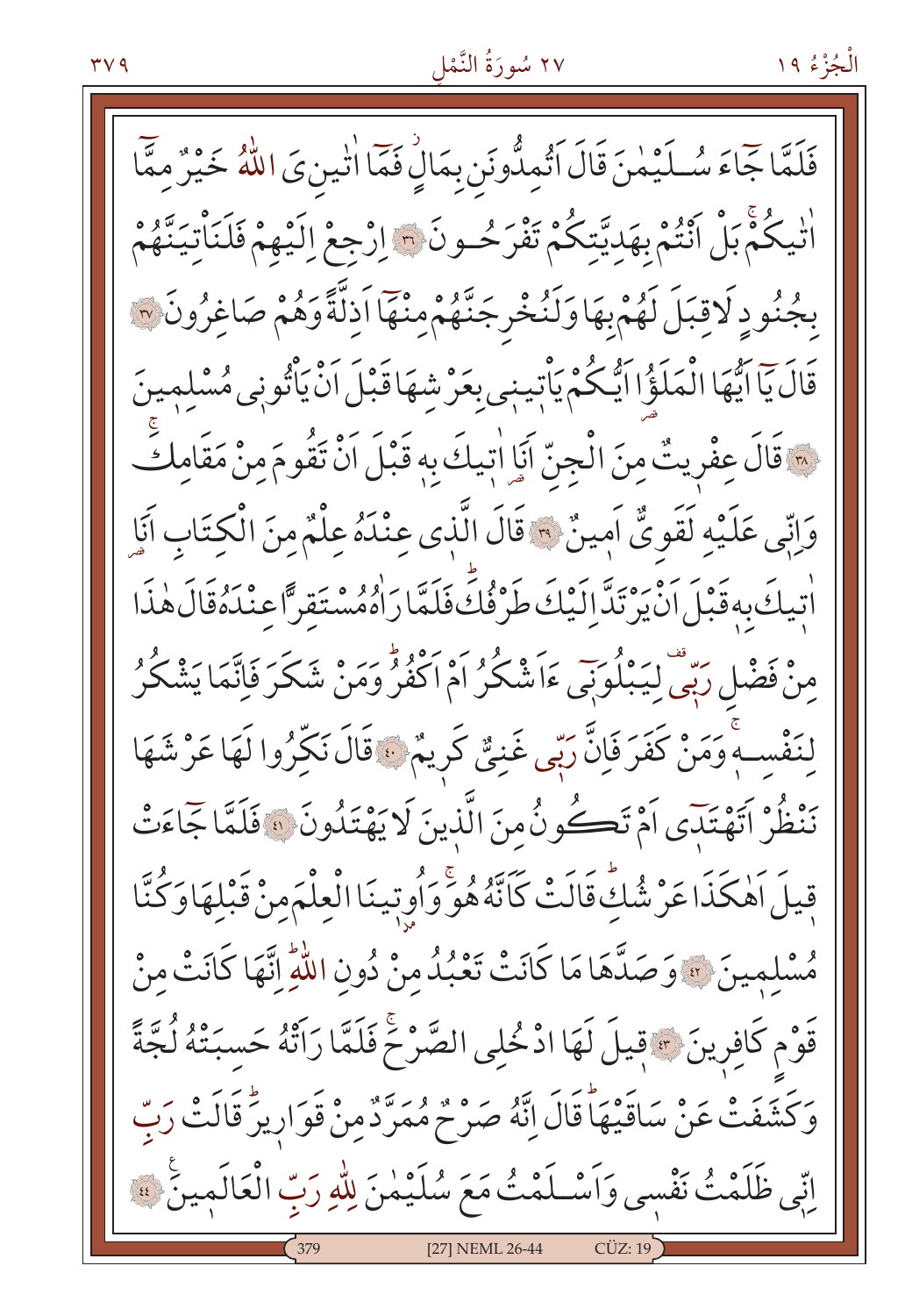فَلَمَّا جَٓاءَ سُلَيْمٰنَ قَالَ اَتُمِدُّونَنِ بِمَالٍ فَمَٓا اٰتٰينِيَ اللّٰهُ خَيْرٌ مِمَّٓا اٰتٰيكُمْۚ بَلْ اَنْتُمْ بِهَدِيَّتِكُمْ تَفْرَحُونَ ﴿٣٦﴾ اِرْجِعْ اِلَيْهِمْ فَلَنَأْتِيَنَّهُمْ بِجُنُودٍ لَا قِبَلَ لَهُمْ بِهَا وَلَنُخْرِجَنَّهُمْ مِنْهَٓا اَذِلَّةً وَهُمْ صَاغِرُونَ ﴿٣٧﴾ قَالَ يَٓا اَيُّهَا الْمَلَؤُا اَيُّكُمْ يَأْتِينِي بِعَرْشِهَا قَبْلَ اَنْ يَأْتُونِي مُسْلِمِينَ ﴿٣٨﴾ قَالَ عِفْرِيتٌ مِنَ الْجِنِّ اَنَا اٰتِيكَ بِهِ قَبْلَ اَنْ تَقُومَ مِنْ مَقَامِكَۚ وَاِنِّي عَلَيْهِ لَقَوِيٌّ اَمِينٌ ﴿٣٩﴾ قَالَ الَّذِي عِنْدَهُ عِلْمٌ مِنَ الْكِتَابِ اَنَا اٰتِيكَ بِهِ قَبْلَ اَنْ يَرْتَدَّ اِلَيْكَ طَرْفُكَۜ فَلَمَّا رَاٰهُ مُسْتَقِرًّا عِنْدَهُ قَالَ هٰذَا مِنْ فَضْلِ رَبِّيۗ لِيَبْلُوَنِي ءَاَشْكُرُ اَمْ اَكْفُرُۜ وَمَنْ شَكَرَ فَاِنَّمَا يَشْكُرُ لِنَفْسِهِۚ وَمَنْ كَفَرَ فَاِنَّ رَبِّي غَنِيٌّ كَرِيمٌ ﴿٤٠﴾ قَالَ نَكِّرُوا لَهَا عَرْشَهَا نَنْظُرْ اَتَهْتَدِٓي اَمْ تَكُونُ مِنَ الَّذِينَ لَا يَهْتَدُونَ ﴿٤١﴾ فَلَمَّا جَٓاءَتْ قِيلَ اَهٰكَذَا عَرْشُكِۜ قَالَتْ كَاَنَّهُ هُوَۚ وَاُوتِينَا الْعِلْمَ مِنْ قَبْلِهَا وَكُنَّا مُسْلِمِينَ ﴿٤٢﴾ وَصَدَّهَا مَا كَانَتْ تَعْبُدُ مِنْ دُونِ اللّٰهِۜ اِنَّهَا كَانَتْ مِنْ قَوْمٍ كَافِرِينَ ﴿٤٣﴾ قِيلَ لَهَا ادْخُلِي الصَّرْحَۚ فَلَمَّا رَاَتْهُ حَسِبَتْهُ لُجَّةً وَكَشَفَتْ عَنْ سَاقَيْهَاۜ قَالَ اِنَّهُ صَرْحٌ مُمَرَّدٌ مِنْ قَوَارِيرَۜ قَالَتْ رَبِّ اِنِّي ظَلَمْتُ نَفْسِي وَاَسْلَمْتُ مَعَ سُلَيْمٰنَ لِلّٰهِ رَبِّ الْعَالَمِينَ ﴿٤٤﴾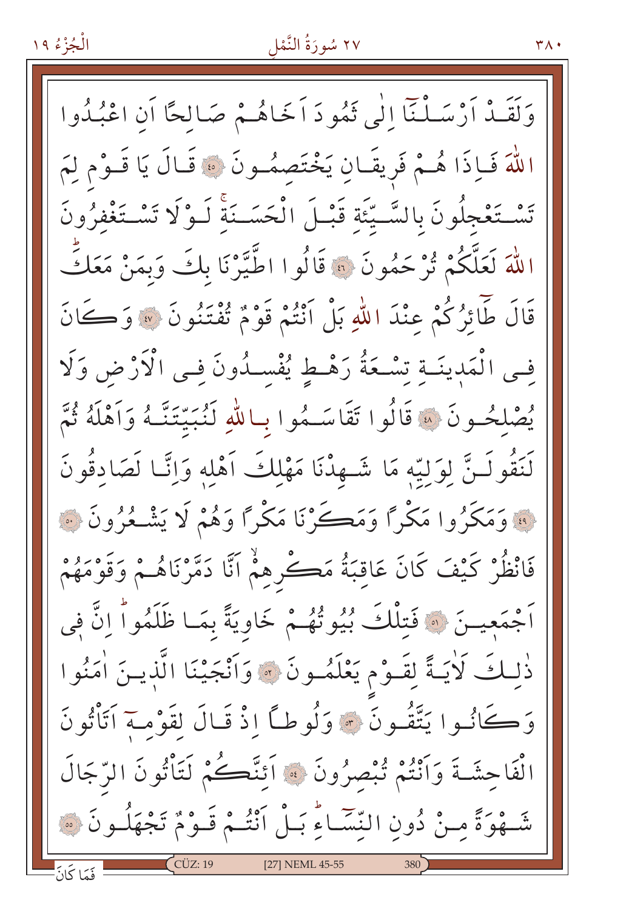وَلَقَدْ اَرْسَلْنَٓا اِلٰى ثَمُودَ اَخَاهُمْ صَالِحًا اَنِ اعْبُدُوا اللّٰهَ فَاِذَا هُمْ فَرِيقَانِ يَخْتَصِمُونَ ﴿٤٥﴾ قَالَ يَا قَوْمِ لِمَ تَسْتَعْجِلُونَ بِالسَّيِّئَةِ قَبْلَ الْحَسَنَةِۚ لَوْلَا تَسْتَغْفِرُونَ اللّٰهَ لَعَلَّكُمْ تُرْحَمُونَ ﴿٤٦﴾ قَالُوا اطَّيَّرْنَا بِكَ وَبِمَنْ مَعَكَۜ قَالَ طَٓائِرُكُمْ عِنْدَ اللّٰهِ بَلْ اَنْتُمْ قَوْمٌ تُفْتَنُونَ ﴿٤٧﴾ وَكَانَ فِى الْمَدِينَةِ تِسْعَةُ رَهْطٍ يُفْسِدُونَ فِى الْاَرْضِ وَلَا يُصْلِحُونَ ﴿٤٨﴾ قَالُوا تَقَاسَمُوا بِاللّٰهِ لَنُبَيِّتَنَّهُ وَاَهْلَهُ ثُمَّ لَنَقُولَنَّ لِوَلِيِّهِ مَا شَهِدْنَا مَهْلِكَ اَهْلِهِ وَاِنَّا لَصَادِقُونَ ﴿٤٩﴾ وَمَكَرُوا مَكْرًا وَمَكَرْنَا مَكْرًا وَهُمْ لَا يَشْعُرُونَ ﴿٥٠﴾ فَانْظُرْ كَيْفَ كَانَ عَاقِبَةُ مَكْرِهِمْۙ اَنَّا دَمَّرْنَاهُمْ وَقَوْمَهُمْ اَجْمَعِينَ ﴿٥١﴾ فَتِلْكَ بُيُوتُهُمْ خَاوِيَةً بِمَا ظَلَمُواۜ اِنَّ فِى ذٰلِكَ لَاٰيَةً لِقَوْمٍ يَعْلَمُونَ ﴿٥٢﴾ وَاَنْجَيْنَا الَّذِينَ اٰمَنُوا وَكَانُوا يَتَّقُونَ ﴿٥٣﴾ وَلُوطًا اِذْ قَالَ لِقَوْمِهٖٓ اَتَاْتُونَ الْفَاحِشَةَ وَاَنْتُمْ تُبْصِرُونَ ﴿٥٤﴾ اَئِنَّكُمْ لَتَاْتُونَ الرِّجَالَ شَهْوَةً مِنْ دُونِ النِّسَٓاءِۜ بَلْ اَنْتُمْ قَوْمٌ تَجْهَلُونَ ﴿٥٥﴾

فَمَا كَانَ